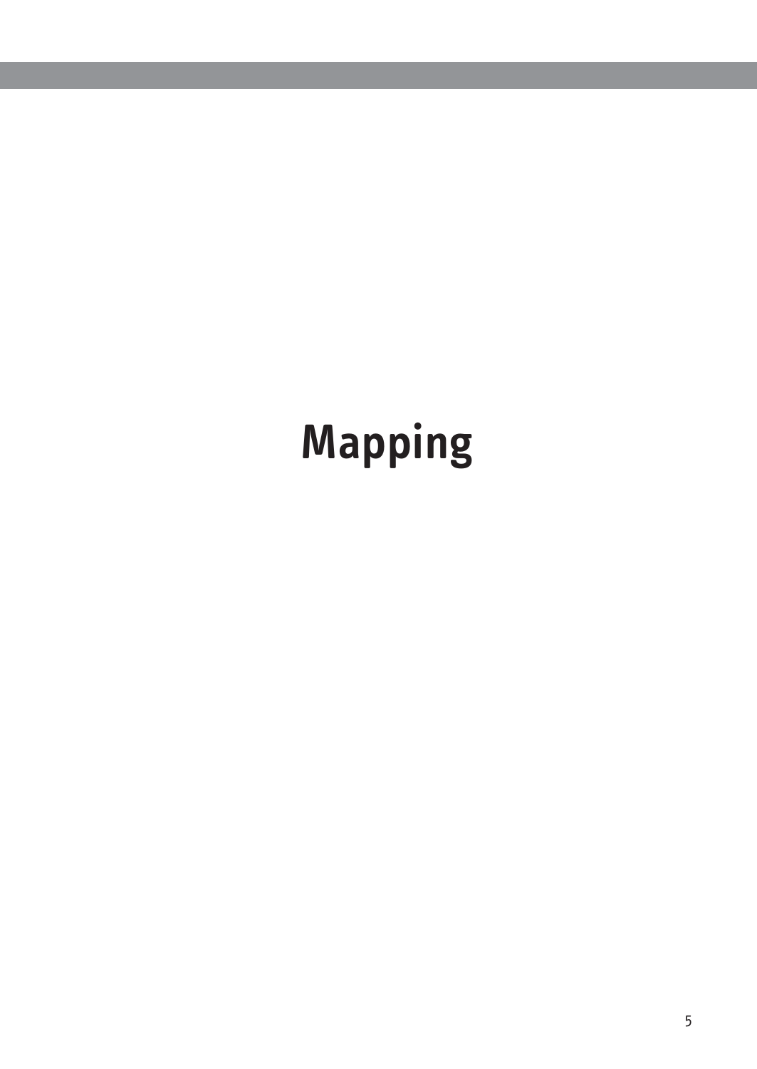# Mapping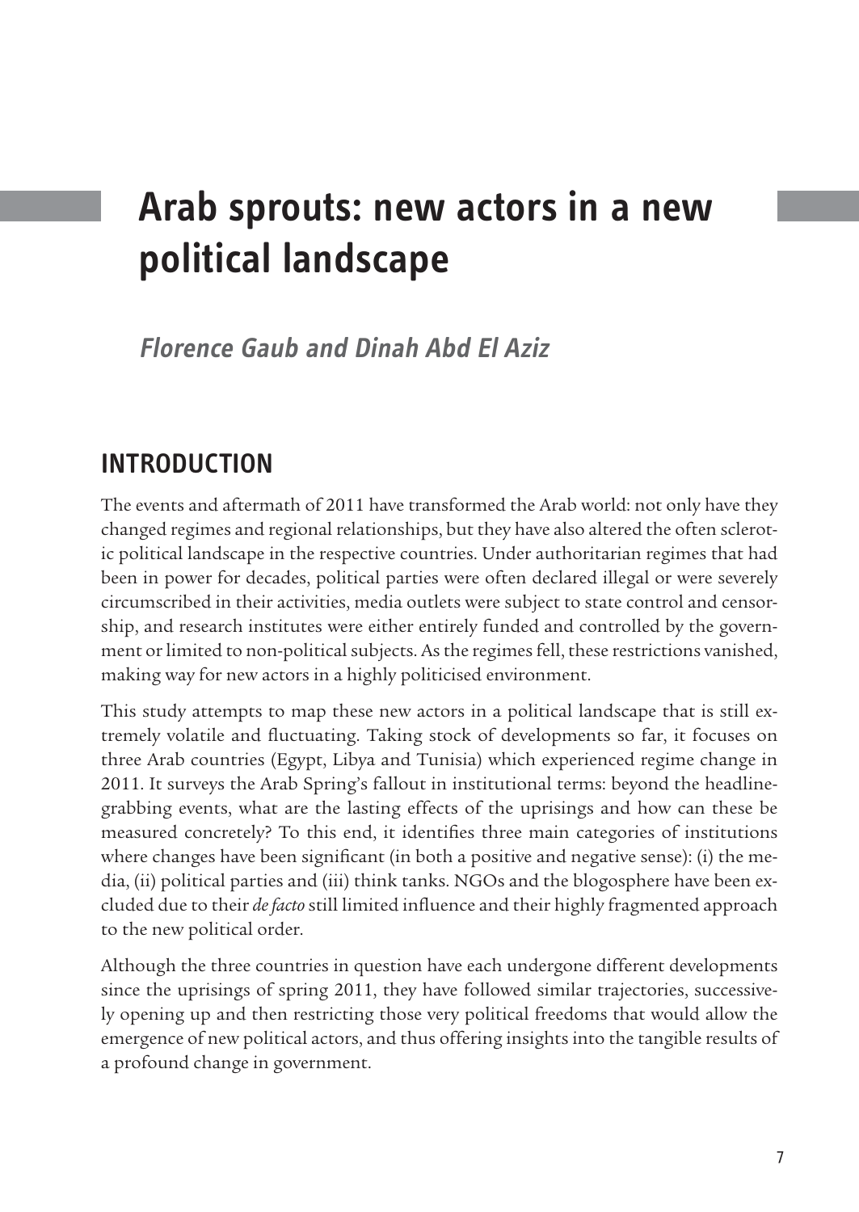# Arab sprouts: new actors in a new political landscape

*Florence Gaub and Dinah Abd El Aziz*

## INTRODUCTION

The events and aftermath of 2011 have transformed the Arab world: not only have they changed regimes and regional relationships, but they have also altered the often sclerotic political landscape in the respective countries. Under authoritarian regimes that had been in power for decades, political parties were often declared illegal or were severely circumscribed in their activities, media outlets were subject to state control and censorship, and research institutes were either entirely funded and controlled by the government or limited to non-political subjects. As the regimes fell, these restrictions vanished, making way for new actors in a highly politicised environment.

This study attempts to map these new actors in a political landscape that is still extremely volatile and fluctuating. Taking stock of developments so far, it focuses on three Arab countries (Egypt, Libya and Tunisia) which experienced regime change in 2011. It surveys the Arab Spring's fallout in institutional terms: beyond the headline-grabbing events, what are the lasting effects of the uprisings and how can these be measured concretely? To this end, it identifies three main categories of institutions where changes have been significant (in both a positive and negative sense): (i) the media, (ii) political parties and (iii) think tanks. NGOs and the blogosphere have been excluded due to their *de facto* still limited influence and their highly fragmented approach to the new political order.

Although the three countries in question have each undergone different developments since the uprisings of spring 2011, they have followed similar trajectories, successively opening up and then restricting those very political freedoms that would allow the emergence of new political actors, and thus offering insights into the tangible results of a profound change in government.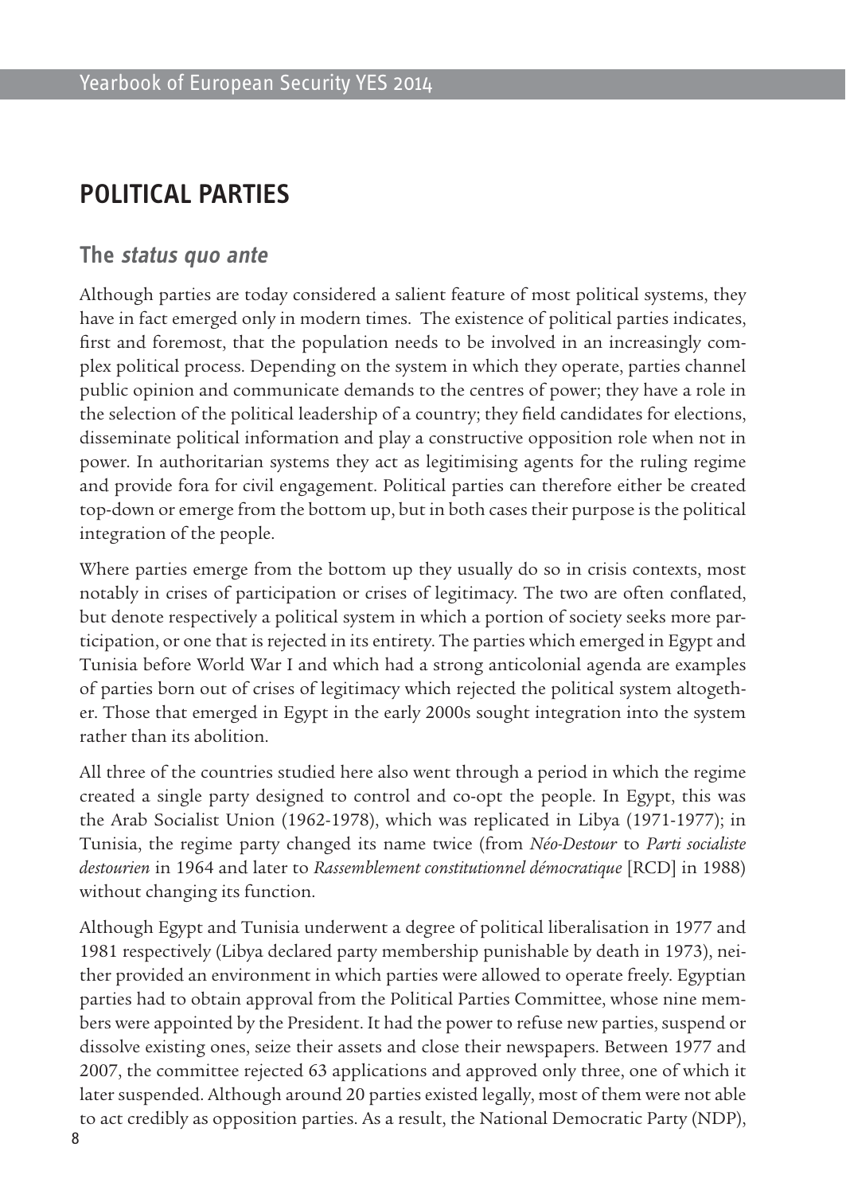## POLITICAL PARTIES

### The *status quo ante*

Although parties are today considered a salient feature of most political systems, they have in fact emerged only in modern times. The existence of political parties indicates, first and foremost, that the population needs to be involved in an increasingly complex political process. Depending on the system in which they operate, parties channel public opinion and communicate demands to the centres of power; they have a role in the selection of the political leadership of a country; they field candidates for elections, disseminate political information and play a constructive opposition role when not in power. In authoritarian systems they act as legitimising agents for the ruling regime and provide fora for civil engagement. Political parties can therefore either be created top-down or emerge from the bottom up, but in both cases their purpose is the political integration of the people.

Where parties emerge from the bottom up they usually do so in crisis contexts, most notably in crises of participation or crises of legitimacy. The two are often conflated, but denote respectively a political system in which a portion of society seeks more participation, or one that is rejected in its entirety. The parties which emerged in Egypt and Tunisia before World War I and which had a strong anticolonial agenda are examples of parties born out of crises of legitimacy which rejected the political system altogether. Those that emerged in Egypt in the early 2000s sought integration into the system rather than its abolition.

All three of the countries studied here also went through a period in which the regime created a single party designed to control and co-opt the people. In Egypt, this was the Arab Socialist Union (1962-1978), which was replicated in Libya (1971-1977); in Tunisia, the regime party changed its name twice (from *Néo-Destour* to *Parti socialiste destourien* in 1964 and later to *Rassemblement constitutionnel démocratique* [RCD] in 1988) without changing its function.

Although Egypt and Tunisia underwent a degree of political liberalisation in 1977 and 1981 respectively (Libya declared party membership punishable by death in 1973), neither provided an environment in which parties were allowed to operate freely. Egyptian parties had to obtain approval from the Political Parties Committee, whose nine members were appointed by the President. It had the power to refuse new parties, suspend or dissolve existing ones, seize their assets and close their newspapers. Between 1977 and 2007, the committee rejected 63 applications and approved only three, one of which it later suspended. Although around 20 parties existed legally, most of them were not able to act credibly as opposition parties. As a result, the National Democratic Party (NDP),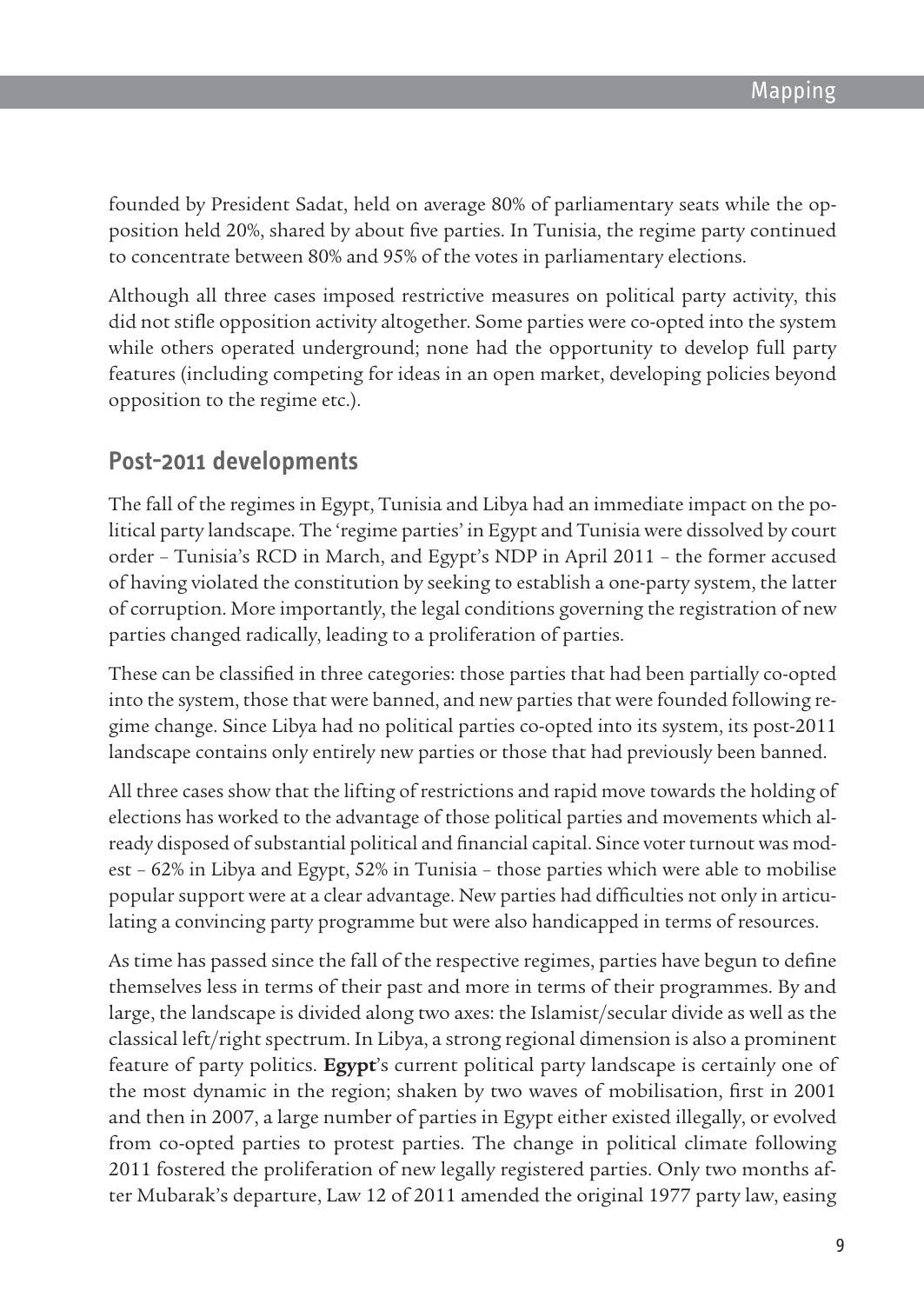founded by President Sadat, held on average 80% of parliamentary seats while the opposition held 20%, shared by about five parties. In Tunisia, the regime party continued to concentrate between 80% and 95% of the votes in parliamentary elections.

Although all three cases imposed restrictive measures on political party activity, this did not stifle opposition activity altogether. Some parties were co-opted into the system while others operated underground; none had the opportunity to develop full party features (including competing for ideas in an open market, developing policies beyond opposition to the regime etc.).

## Post-2011 developments

The fall of the regimes in Egypt, Tunisia and Libya had an immediate impact on the political party landscape. The 'regime parties' in Egypt and Tunisia were dissolved by court order – Tunisia's RCD in March, and Egypt's NDP in April 2011 – the former accused of having violated the constitution by seeking to establish a one-party system, the latter of corruption. More importantly, the legal conditions governing the registration of new parties changed radically, leading to a proliferation of parties.

These can be classified in three categories: those parties that had been partially co-opted into the system, those that were banned, and new parties that were founded following regime change. Since Libya had no political parties co-opted into its system, its post-2011 landscape contains only entirely new parties or those that had previously been banned.

All three cases show that the lifting of restrictions and rapid move towards the holding of elections has worked to the advantage of those political parties and movements which already disposed of substantial political and financial capital. Since voter turnout was modest – 62% in Libya and Egypt, 52% in Tunisia – those parties which were able to mobilise popular support were at a clear advantage. New parties had difficulties not only in articulating a convincing party programme but were also handicapped in terms of resources.

As time has passed since the fall of the respective regimes, parties have begun to define themselves less in terms of their past and more in terms of their programmes. By and large, the landscape is divided along two axes: the Islamist/secular divide as well as the classical left/right spectrum. In Libya, a strong regional dimension is also a prominent feature of party politics. **Egypt**'s current political party landscape is certainly one of the most dynamic in the region; shaken by two waves of mobilisation, first in 2001 and then in 2007, a large number of parties in Egypt either existed illegally, or evolved from co-opted parties to protest parties. The change in political climate following 2011 fostered the proliferation of new legally registered parties. Only two months after Mubarak's departure, Law 12 of 2011 amended the original 1977 party law, easing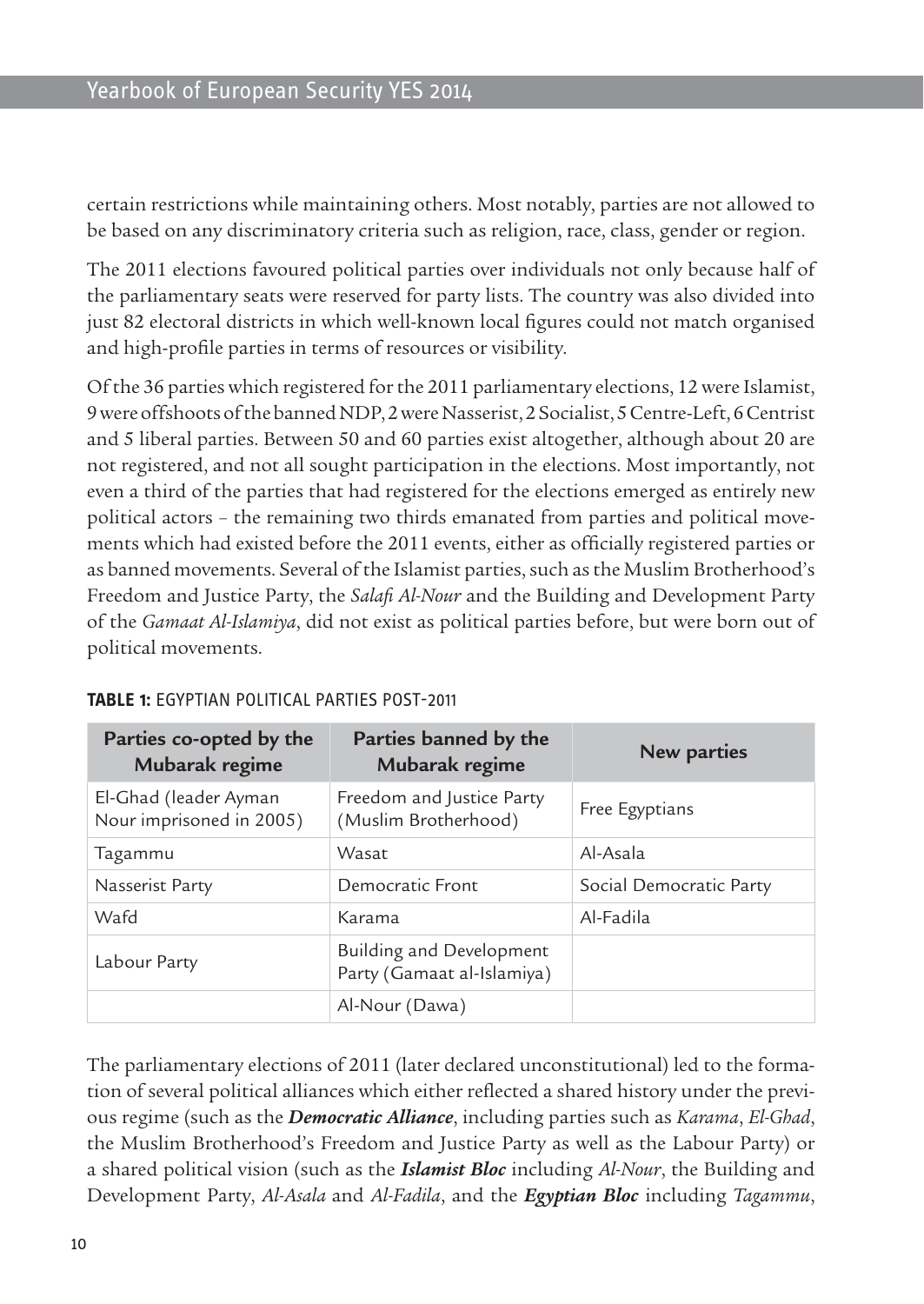certain restrictions while maintaining others. Most notably, parties are not allowed to be based on any discriminatory criteria such as religion, race, class, gender or region.

The 2011 elections favoured political parties over individuals not only because half of the parliamentary seats were reserved for party lists. The country was also divided into just 82 electoral districts in which well-known local figures could not match organised and high-profile parties in terms of resources or visibility.

Of the 36 parties which registered for the 2011 parliamentary elections, 12 were Islamist, 9 were offshoots of the banned NDP, 2 were Nasserist, 2 Socialist, 5 Centre-Left, 6 Centrist and 5 liberal parties. Between 50 and 60 parties exist altogether, although about 20 are not registered, and not all sought participation in the elections. Most importantly, not even a third of the parties that had registered for the elections emerged as entirely new political actors – the remaining two thirds emanated from parties and political movements which had existed before the 2011 events, either as officially registered parties or as banned movements. Several of the Islamist parties, such as the Muslim Brotherhood's Freedom and Justice Party, the *Salafi Al-Nour* and the Building and Development Party of the *Gamaat Al-Islamiya*, did not exist as political parties before, but were born out of political movements.

**TABLE 1:** EGYPTIAN POLITICAL PARTIES POST-2011

| Parties co-opted by the Mubarak regime | Parties banned by the Mubarak regime | New parties |
|---|---|---|
| El-Ghad (leader Ayman Nour imprisoned in 2005) | Freedom and Justice Party (Muslim Brotherhood) | Free Egyptians |
| Tagammu | Wasat | Al-Asala |
| Nasserist Party | Democratic Front | Social Democratic Party |
| Wafd | Karama | Al-Fadila |
| Labour Party | Building and Development Party (Gamaat al-Islamiya) | |
| | Al-Nour (Dawa) | |

The parliamentary elections of 2011 (later declared unconstitutional) led to the formation of several political alliances which either reflected a shared history under the previous regime (such as the ***Democratic Alliance***, including parties such as *Karama*, *El-Ghad*, the Muslim Brotherhood's Freedom and Justice Party as well as the Labour Party) or a shared political vision (such as the ***Islamist Bloc*** including *Al-Nour*, the Building and Development Party, *Al-Asala* and *Al-Fadila*, and the ***Egyptian Bloc*** including *Tagammu*,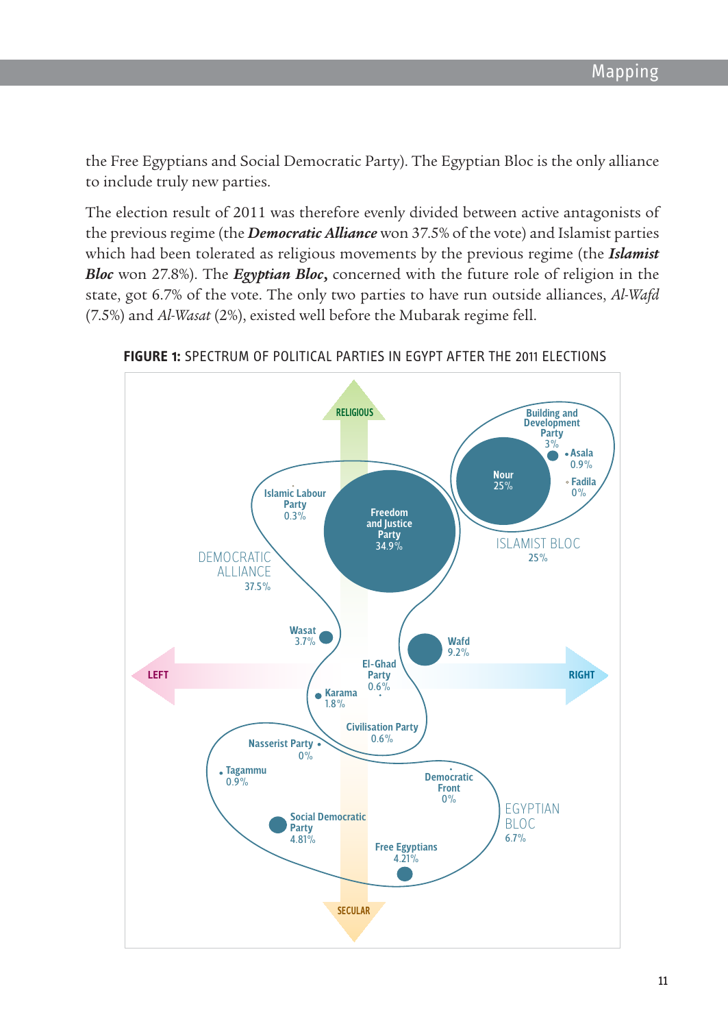the Free Egyptians and Social Democratic Party). The Egyptian Bloc is the only alliance to include truly new parties.

The election result of 2011 was therefore evenly divided between active antagonists of the previous regime (the ***Democratic Alliance*** won 37.5% of the vote) and Islamist parties which had been tolerated as religious movements by the previous regime (the ***Islamist Bloc*** won 27.8%). The ***Egyptian Bloc,*** concerned with the future role of religion in the state, got 6.7% of the vote. The only two parties to have run outside alliances, *Al-Wafd* (7.5%) and *Al-Wasat* (2%), existed well before the Mubarak regime fell.

**FIGURE 1:** SPECTRUM OF POLITICAL PARTIES IN EGYPT AFTER THE 2011 ELECTIONS

RELIGIOUS

SECULAR

LEFT

RIGHT

DEMOCRATIC ALLIANCE 37.5%: Freedom and Justice Party 34.9%; Islamic Labour Party 0.3%; Wasat 3.7%; Karama 1.8%; El-Ghad Party 0.6%; Civilisation Party 0.6%

ISLAMIST BLOC 25%: Nour 25%; Building and Development Party 3%; Asala 0.9%; Fadila 0%

Wafd 9.2%

EGYPTIAN BLOC 6.7%: Nasserist Party 0%; Tagammu 0.9%; Social Democratic Party 4.81%; Free Egyptians 4.21%; Democratic Front 0%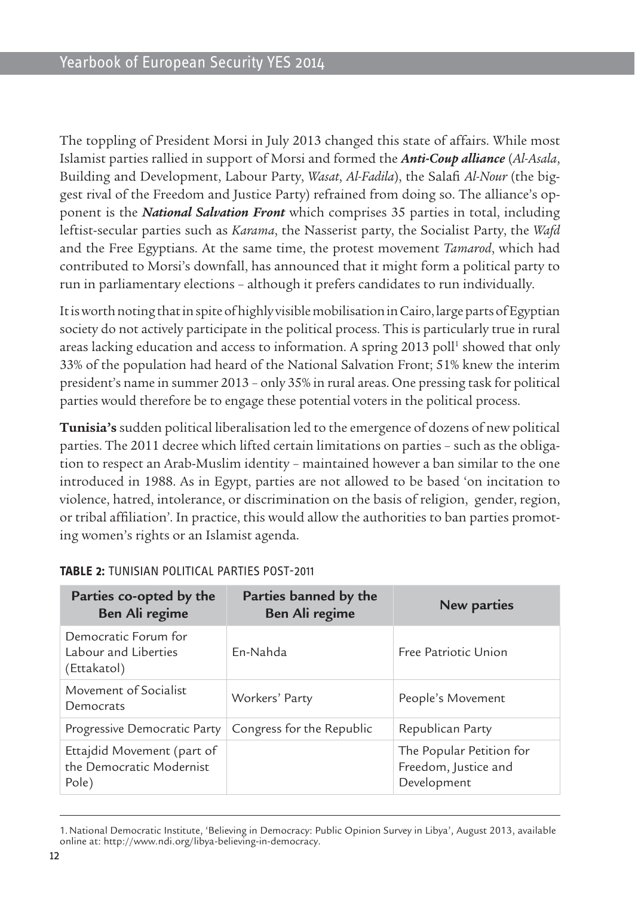The toppling of President Morsi in July 2013 changed this state of affairs. While most Islamist parties rallied in support of Morsi and formed the ***Anti-Coup alliance*** (*Al-Asala*, Building and Development, Labour Party, *Wasat*, *Al-Fadila*), the Salafi *Al-Nour* (the biggest rival of the Freedom and Justice Party) refrained from doing so. The alliance's opponent is the ***National Salvation Front*** which comprises 35 parties in total, including leftist-secular parties such as *Karama*, the Nasserist party, the Socialist Party, the *Wafd* and the Free Egyptians. At the same time, the protest movement *Tamarod*, which had contributed to Morsi's downfall, has announced that it might form a political party to run in parliamentary elections – although it prefers candidates to run individually.

It is worth noting that in spite of highly visible mobilisation in Cairo, large parts of Egyptian society do not actively participate in the political process. This is particularly true in rural areas lacking education and access to information. A spring 2013 poll[1] showed that only 33% of the population had heard of the National Salvation Front; 51% knew the interim president's name in summer 2013 – only 35% in rural areas. One pressing task for political parties would therefore be to engage these potential voters in the political process.

**Tunisia's** sudden political liberalisation led to the emergence of dozens of new political parties. The 2011 decree which lifted certain limitations on parties – such as the obligation to respect an Arab-Muslim identity – maintained however a ban similar to the one introduced in 1988. As in Egypt, parties are not allowed to be based 'on incitation to violence, hatred, intolerance, or discrimination on the basis of religion, gender, region, or tribal affiliation'. In practice, this would allow the authorities to ban parties promoting women's rights or an Islamist agenda.

**TABLE 2:** TUNISIAN POLITICAL PARTIES POST-2011

| Parties co-opted by the Ben Ali regime | Parties banned by the Ben Ali regime | New parties |
|---|---|---|
| Democratic Forum for Labour and Liberties (Ettakatol) | En-Nahda | Free Patriotic Union |
| Movement of Socialist Democrats | Workers' Party | People's Movement |
| Progressive Democratic Party | Congress for the Republic | Republican Party |
| Ettajdid Movement (part of the Democratic Modernist Pole) | | The Popular Petition for Freedom, Justice and Development |

1. National Democratic Institute, 'Believing in Democracy: Public Opinion Survey in Libya', August 2013, available online at: http://www.ndi.org/libya-believing-in-democracy.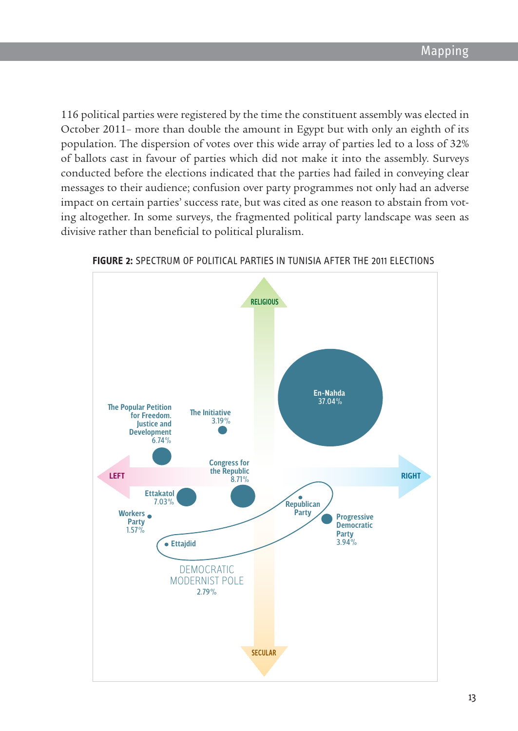116 political parties were registered by the time the constituent assembly was elected in October 2011– more than double the amount in Egypt but with only an eighth of its population. The dispersion of votes over this wide array of parties led to a loss of 32% of ballots cast in favour of parties which did not make it into the assembly. Surveys conducted before the elections indicated that the parties had failed in conveying clear messages to their audience; confusion over party programmes not only had an adverse impact on certain parties' success rate, but was cited as one reason to abstain from voting altogether. In some surveys, the fragmented political party landscape was seen as divisive rather than beneficial to political pluralism.

**FIGURE 2:** SPECTRUM OF POLITICAL PARTIES IN TUNISIA AFTER THE 2011 ELECTIONS

RELIGIOUS

En-Nahda 37.04%

The Popular Petition for Freedom, Justice and Development 6.74%

The Initiative 3.19%

LEFT

RIGHT

Congress for the Republic 8.71%

Ettakatol 7.03%

Workers Party 1.57%

Republican Party

Progressive Democratic Party 3.94%

Ettajdid

DEMOCRATIC MODERNIST POLE 2.79%

SECULAR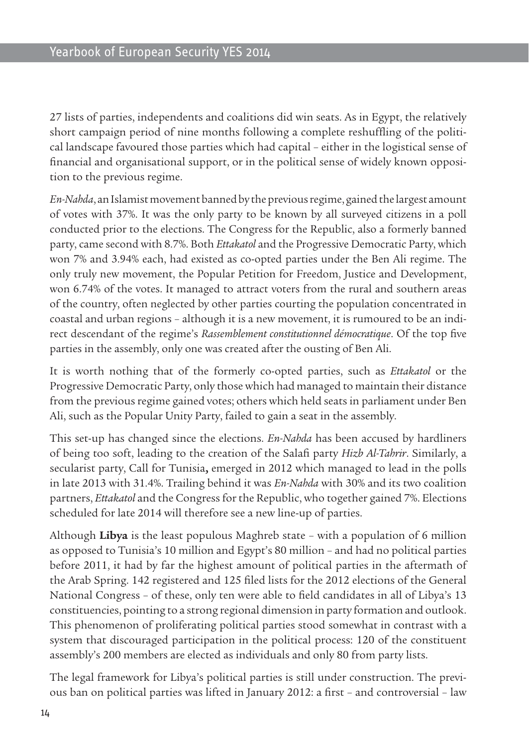27 lists of parties, independents and coalitions did win seats. As in Egypt, the relatively short campaign period of nine months following a complete reshuffling of the political landscape favoured those parties which had capital – either in the logistical sense of financial and organisational support, or in the political sense of widely known opposition to the previous regime.

*En-Nahda*, an Islamist movement banned by the previous regime, gained the largest amount of votes with 37%. It was the only party to be known by all surveyed citizens in a poll conducted prior to the elections. The Congress for the Republic, also a formerly banned party, came second with 8.7%. Both *Ettakatol* and the Progressive Democratic Party, which won 7% and 3.94% each, had existed as co-opted parties under the Ben Ali regime. The only truly new movement, the Popular Petition for Freedom, Justice and Development, won 6.74% of the votes. It managed to attract voters from the rural and southern areas of the country, often neglected by other parties courting the population concentrated in coastal and urban regions – although it is a new movement, it is rumoured to be an indirect descendant of the regime's *Rassemblement constitutionnel démocratique*. Of the top five parties in the assembly, only one was created after the ousting of Ben Ali.

It is worth nothing that of the formerly co-opted parties, such as *Ettakatol* or the Progressive Democratic Party, only those which had managed to maintain their distance from the previous regime gained votes; others which held seats in parliament under Ben Ali, such as the Popular Unity Party, failed to gain a seat in the assembly.

This set-up has changed since the elections. *En-Nahda* has been accused by hardliners of being too soft, leading to the creation of the Salafi party *Hizb Al-Tahrir*. Similarly, a secularist party, Call for Tunisia**,** emerged in 2012 which managed to lead in the polls in late 2013 with 31.4%. Trailing behind it was *En-Nahda* with 30% and its two coalition partners, *Ettakatol* and the Congress for the Republic, who together gained 7%. Elections scheduled for late 2014 will therefore see a new line-up of parties.

Although **Libya** is the least populous Maghreb state – with a population of 6 million as opposed to Tunisia's 10 million and Egypt's 80 million – and had no political parties before 2011, it had by far the highest amount of political parties in the aftermath of the Arab Spring. 142 registered and 125 filed lists for the 2012 elections of the General National Congress – of these, only ten were able to field candidates in all of Libya's 13 constituencies, pointing to a strong regional dimension in party formation and outlook. This phenomenon of proliferating political parties stood somewhat in contrast with a system that discouraged participation in the political process: 120 of the constituent assembly's 200 members are elected as individuals and only 80 from party lists.

The legal framework for Libya's political parties is still under construction. The previous ban on political parties was lifted in January 2012: a first – and controversial – law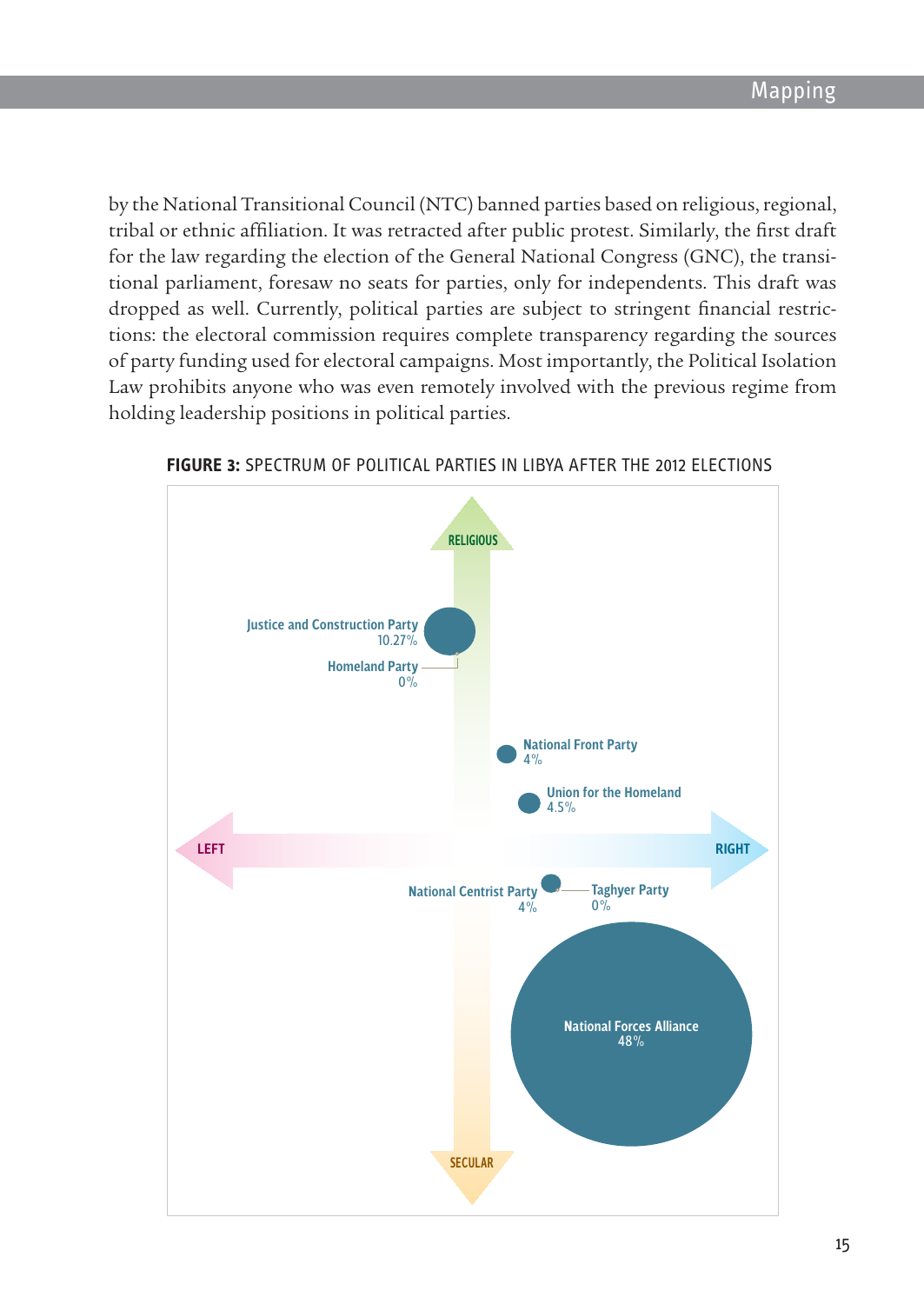by the National Transitional Council (NTC) banned parties based on religious, regional, tribal or ethnic affiliation. It was retracted after public protest. Similarly, the first draft for the law regarding the election of the General National Congress (GNC), the transitional parliament, foresaw no seats for parties, only for independents. This draft was dropped as well. Currently, political parties are subject to stringent financial restrictions: the electoral commission requires complete transparency regarding the sources of party funding used for electoral campaigns. Most importantly, the Political Isolation Law prohibits anyone who was even remotely involved with the previous regime from holding leadership positions in political parties.

**FIGURE 3:** SPECTRUM OF POLITICAL PARTIES IN LIBYA AFTER THE 2012 ELECTIONS

RELIGIOUS

Justice and Construction Party 10.27%

Homeland Party 0%

National Front Party 4%

Union for the Homeland 4.5%

LEFT

RIGHT

National Centrist Party 4%

Taghyer Party 0%

National Forces Alliance 48%

SECULAR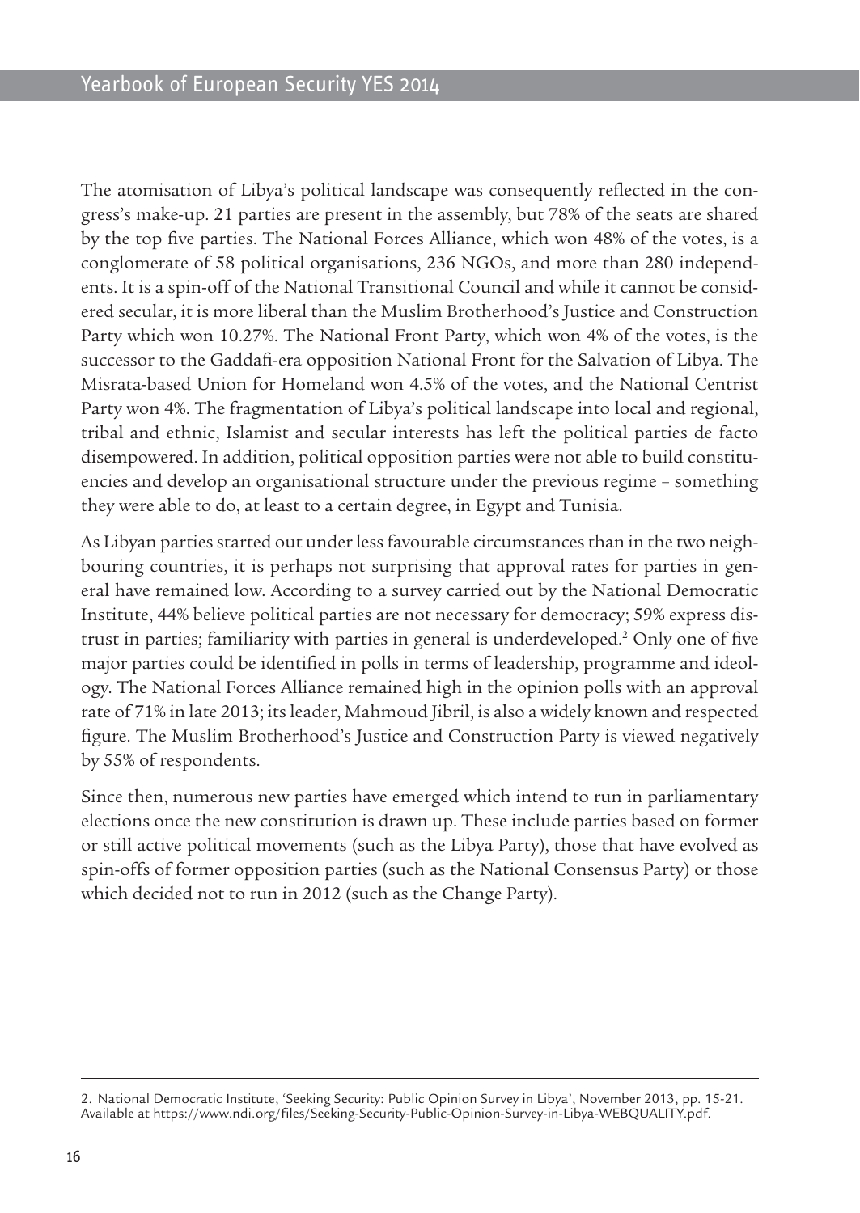The atomisation of Libya's political landscape was consequently reflected in the congress's make-up. 21 parties are present in the assembly, but 78% of the seats are shared by the top five parties. The National Forces Alliance, which won 48% of the votes, is a conglomerate of 58 political organisations, 236 NGOs, and more than 280 independents. It is a spin-off of the National Transitional Council and while it cannot be considered secular, it is more liberal than the Muslim Brotherhood's Justice and Construction Party which won 10.27%. The National Front Party, which won 4% of the votes, is the successor to the Gaddafi-era opposition National Front for the Salvation of Libya. The Misrata-based Union for Homeland won 4.5% of the votes, and the National Centrist Party won 4%. The fragmentation of Libya's political landscape into local and regional, tribal and ethnic, Islamist and secular interests has left the political parties de facto disempowered. In addition, political opposition parties were not able to build constituencies and develop an organisational structure under the previous regime – something they were able to do, at least to a certain degree, in Egypt and Tunisia.

As Libyan parties started out under less favourable circumstances than in the two neighbouring countries, it is perhaps not surprising that approval rates for parties in general have remained low. According to a survey carried out by the National Democratic Institute, 44% believe political parties are not necessary for democracy; 59% express distrust in parties; familiarity with parties in general is underdeveloped.[2] Only one of five major parties could be identified in polls in terms of leadership, programme and ideology. The National Forces Alliance remained high in the opinion polls with an approval rate of 71% in late 2013; its leader, Mahmoud Jibril, is also a widely known and respected figure. The Muslim Brotherhood's Justice and Construction Party is viewed negatively by 55% of respondents.

Since then, numerous new parties have emerged which intend to run in parliamentary elections once the new constitution is drawn up. These include parties based on former or still active political movements (such as the Libya Party), those that have evolved as spin-offs of former opposition parties (such as the National Consensus Party) or those which decided not to run in 2012 (such as the Change Party).

---

2. National Democratic Institute, 'Seeking Security: Public Opinion Survey in Libya', November 2013, pp. 15-21. Available at https://www.ndi.org/files/Seeking-Security-Public-Opinion-Survey-in-Libya-WEBQUALITY.pdf.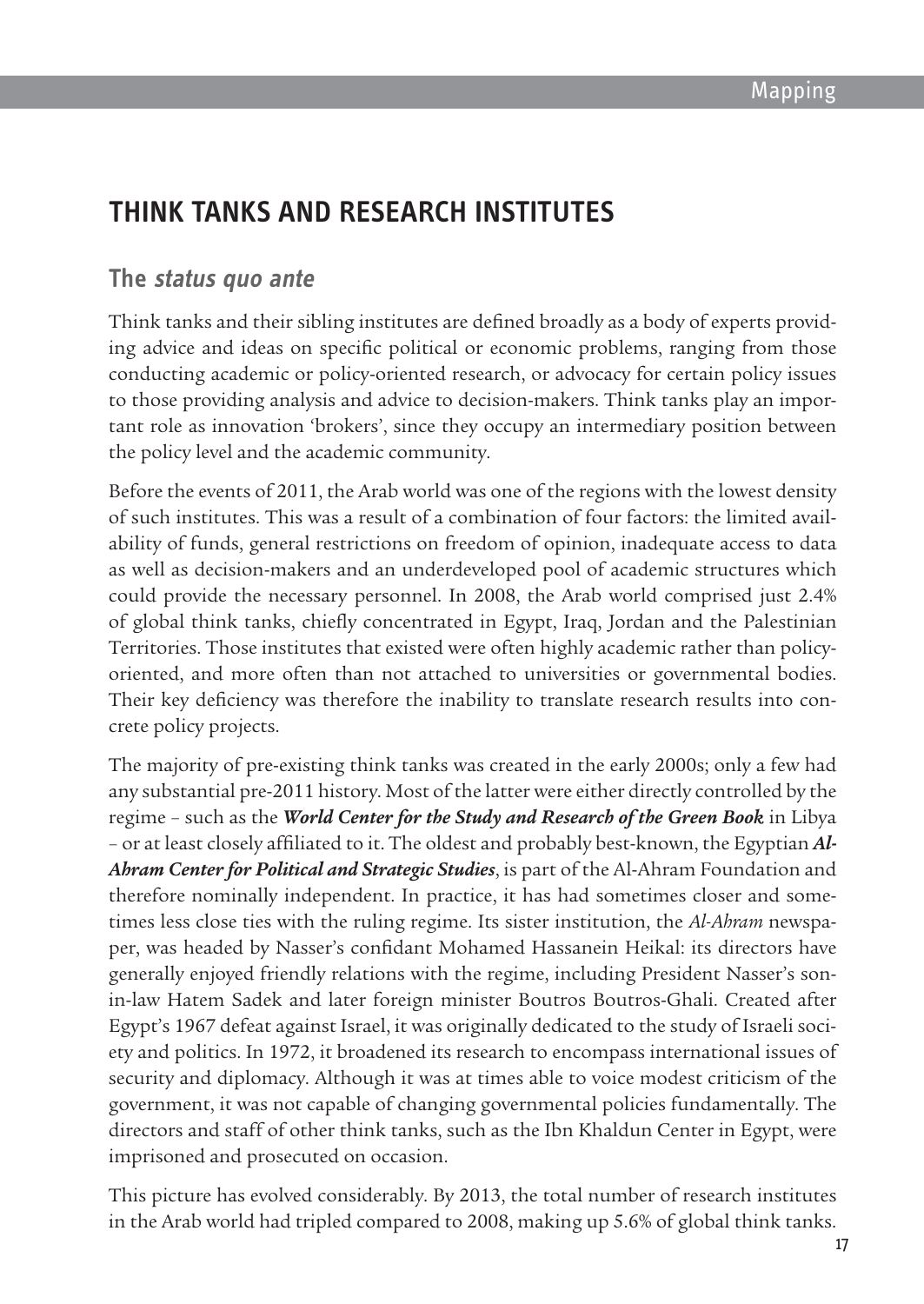# THINK TANKS AND RESEARCH INSTITUTES

## The *status quo ante*

Think tanks and their sibling institutes are defined broadly as a body of experts providing advice and ideas on specific political or economic problems, ranging from those conducting academic or policy-oriented research, or advocacy for certain policy issues to those providing analysis and advice to decision-makers. Think tanks play an important role as innovation 'brokers', since they occupy an intermediary position between the policy level and the academic community.

Before the events of 2011, the Arab world was one of the regions with the lowest density of such institutes. This was a result of a combination of four factors: the limited availability of funds, general restrictions on freedom of opinion, inadequate access to data as well as decision-makers and an underdeveloped pool of academic structures which could provide the necessary personnel. In 2008, the Arab world comprised just 2.4% of global think tanks, chiefly concentrated in Egypt, Iraq, Jordan and the Palestinian Territories. Those institutes that existed were often highly academic rather than policy-oriented, and more often than not attached to universities or governmental bodies. Their key deficiency was therefore the inability to translate research results into concrete policy projects.

The majority of pre-existing think tanks was created in the early 2000s; only a few had any substantial pre-2011 history. Most of the latter were either directly controlled by the regime – such as the ***World Center for the Study and Research of the Green Book*** in Libya – or at least closely affiliated to it. The oldest and probably best-known, the Egyptian ***Al-Ahram Center for Political and Strategic Studies***, is part of the Al-Ahram Foundation and therefore nominally independent. In practice, it has had sometimes closer and sometimes less close ties with the ruling regime. Its sister institution, the *Al-Ahram* newspaper, was headed by Nasser's confidant Mohamed Hassanein Heikal: its directors have generally enjoyed friendly relations with the regime, including President Nasser's son-in-law Hatem Sadek and later foreign minister Boutros Boutros-Ghali. Created after Egypt's 1967 defeat against Israel, it was originally dedicated to the study of Israeli society and politics. In 1972, it broadened its research to encompass international issues of security and diplomacy. Although it was at times able to voice modest criticism of the government, it was not capable of changing governmental policies fundamentally. The directors and staff of other think tanks, such as the Ibn Khaldun Center in Egypt, were imprisoned and prosecuted on occasion.

This picture has evolved considerably. By 2013, the total number of research institutes in the Arab world had tripled compared to 2008, making up 5.6% of global think tanks.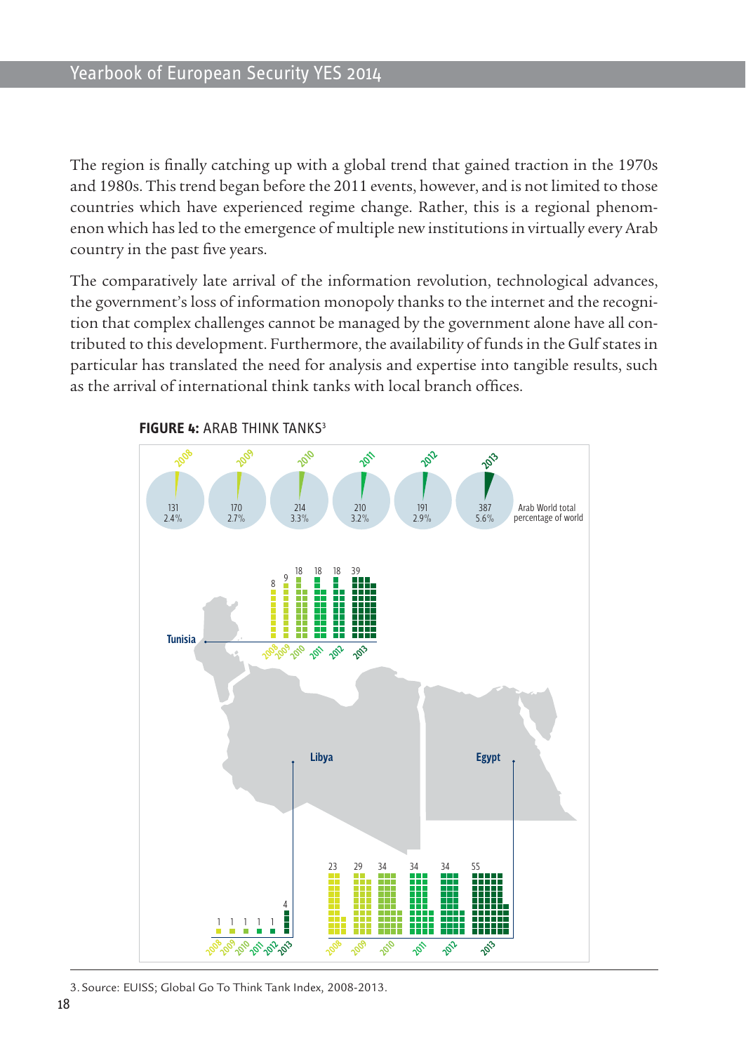The region is finally catching up with a global trend that gained traction in the 1970s and 1980s. This trend began before the 2011 events, however, and is not limited to those countries which have experienced regime change. Rather, this is a regional phenomenon which has led to the emergence of multiple new institutions in virtually every Arab country in the past five years.

The comparatively late arrival of the information revolution, technological advances, the government's loss of information monopoly thanks to the internet and the recognition that complex challenges cannot be managed by the government alone have all contributed to this development. Furthermore, the availability of funds in the Gulf states in particular has translated the need for analysis and expertise into tangible results, such as the arrival of international think tanks with local branch offices.

**FIGURE 4:** ARAB THINK TANKS[3]

| | 2008 | 2009 | 2010 | 2011 | 2012 | 2013 |
|---|---|---|---|---|---|---|
| Arab World total | 131 | 170 | 214 | 210 | 191 | 387 |
| percentage of world | 2.4% | 2.7% | 3.3% | 3.2% | 2.9% | 5.6% |
| Tunisia | 8 | 9 | 18 | 18 | 18 | 39 |
| Libya | 1 | 1 | 1 | 1 | 1 | 4 |
| Egypt | 23 | 29 | 34 | 34 | 34 | 55 |

3. Source: EUISS; Global Go To Think Tank Index, 2008-2013.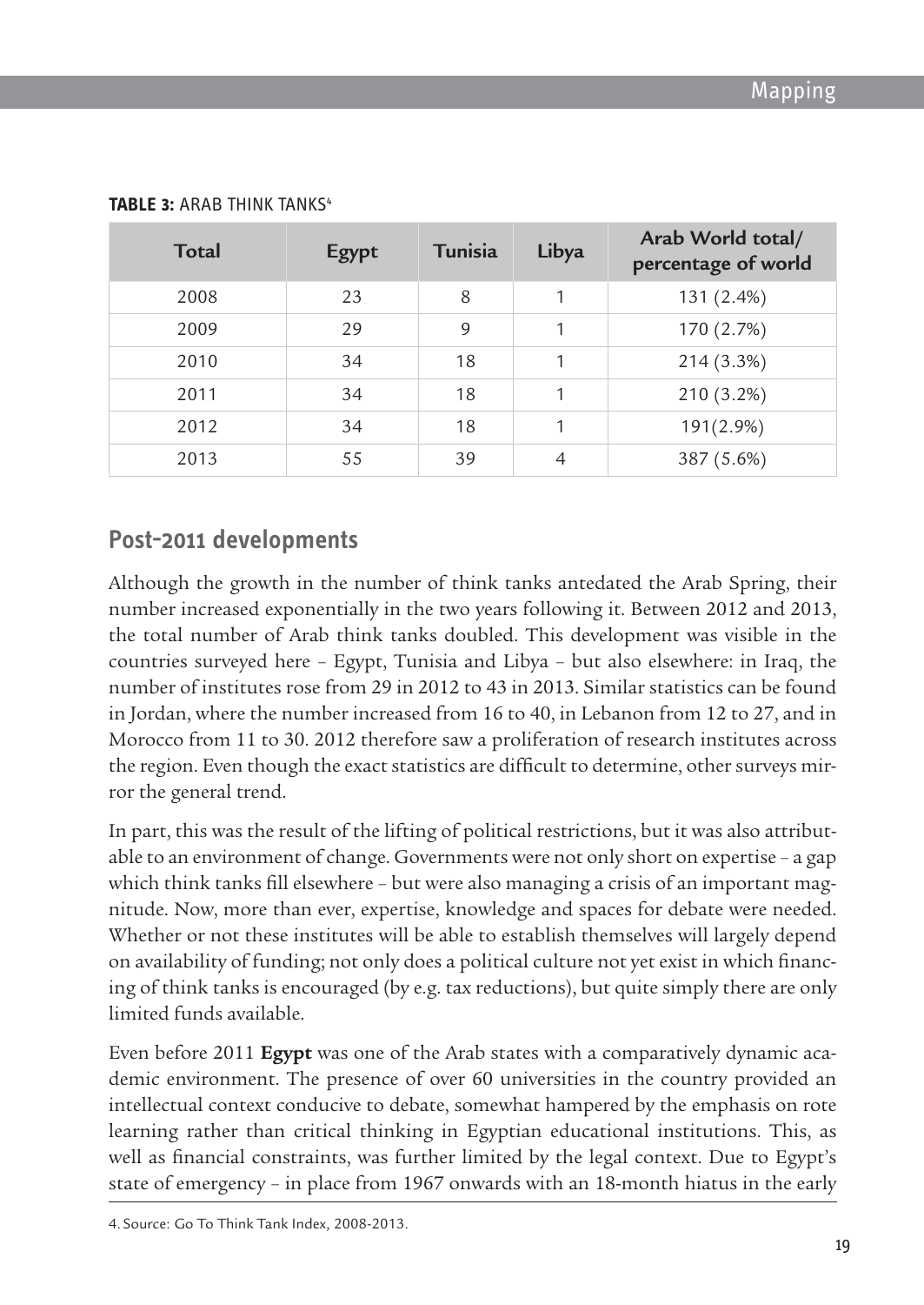**TABLE 3:** ARAB THINK TANKS[4]

| Total | Egypt | Tunisia | Libya | Arab World total/ percentage of world |
|---|---|---|---|---|
| 2008 | 23 | 8 | 1 | 131 (2.4%) |
| 2009 | 29 | 9 | 1 | 170 (2.7%) |
| 2010 | 34 | 18 | 1 | 214 (3.3%) |
| 2011 | 34 | 18 | 1 | 210 (3.2%) |
| 2012 | 34 | 18 | 1 | 191(2.9%) |
| 2013 | 55 | 39 | 4 | 387 (5.6%) |

## Post-2011 developments

Although the growth in the number of think tanks antedated the Arab Spring, their number increased exponentially in the two years following it. Between 2012 and 2013, the total number of Arab think tanks doubled. This development was visible in the countries surveyed here – Egypt, Tunisia and Libya – but also elsewhere: in Iraq, the number of institutes rose from 29 in 2012 to 43 in 2013. Similar statistics can be found in Jordan, where the number increased from 16 to 40, in Lebanon from 12 to 27, and in Morocco from 11 to 30. 2012 therefore saw a proliferation of research institutes across the region. Even though the exact statistics are difficult to determine, other surveys mirror the general trend.

In part, this was the result of the lifting of political restrictions, but it was also attributable to an environment of change. Governments were not only short on expertise – a gap which think tanks fill elsewhere – but were also managing a crisis of an important magnitude. Now, more than ever, expertise, knowledge and spaces for debate were needed. Whether or not these institutes will be able to establish themselves will largely depend on availability of funding; not only does a political culture not yet exist in which financing of think tanks is encouraged (by e.g. tax reductions), but quite simply there are only limited funds available.

Even before 2011 **Egypt** was one of the Arab states with a comparatively dynamic academic environment. The presence of over 60 universities in the country provided an intellectual context conducive to debate, somewhat hampered by the emphasis on rote learning rather than critical thinking in Egyptian educational institutions. This, as well as financial constraints, was further limited by the legal context. Due to Egypt's state of emergency – in place from 1967 onwards with an 18-month hiatus in the early

4. Source: Go To Think Tank Index, 2008-2013.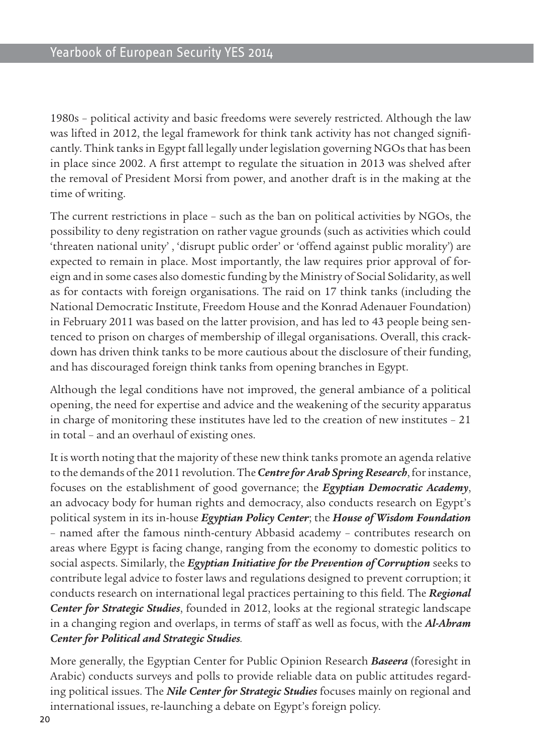1980s – political activity and basic freedoms were severely restricted. Although the law was lifted in 2012, the legal framework for think tank activity has not changed significantly. Think tanks in Egypt fall legally under legislation governing NGOs that has been in place since 2002. A first attempt to regulate the situation in 2013 was shelved after the removal of President Morsi from power, and another draft is in the making at the time of writing.

The current restrictions in place – such as the ban on political activities by NGOs, the possibility to deny registration on rather vague grounds (such as activities which could 'threaten national unity' , 'disrupt public order' or 'offend against public morality') are expected to remain in place. Most importantly, the law requires prior approval of foreign and in some cases also domestic funding by the Ministry of Social Solidarity, as well as for contacts with foreign organisations. The raid on 17 think tanks (including the National Democratic Institute, Freedom House and the Konrad Adenauer Foundation) in February 2011 was based on the latter provision, and has led to 43 people being sentenced to prison on charges of membership of illegal organisations. Overall, this crackdown has driven think tanks to be more cautious about the disclosure of their funding, and has discouraged foreign think tanks from opening branches in Egypt.

Although the legal conditions have not improved, the general ambiance of a political opening, the need for expertise and advice and the weakening of the security apparatus in charge of monitoring these institutes have led to the creation of new institutes – 21 in total – and an overhaul of existing ones.

It is worth noting that the majority of these new think tanks promote an agenda relative to the demands of the 2011 revolution. The ***Centre for Arab Spring Research***, for instance, focuses on the establishment of good governance; the ***Egyptian Democratic Academy***, an advocacy body for human rights and democracy, also conducts research on Egypt's political system in its in-house ***Egyptian Policy Center***; the ***House of Wisdom Foundation*** – named after the famous ninth-century Abbasid academy – contributes research on areas where Egypt is facing change, ranging from the economy to domestic politics to social aspects. Similarly, the ***Egyptian Initiative for the Prevention of Corruption*** seeks to contribute legal advice to foster laws and regulations designed to prevent corruption; it conducts research on international legal practices pertaining to this field. The ***Regional Center for Strategic Studies***, founded in 2012, looks at the regional strategic landscape in a changing region and overlaps, in terms of staff as well as focus, with the ***Al-Ahram Center for Political and Strategic Studies***.

More generally, the Egyptian Center for Public Opinion Research ***Baseera*** (foresight in Arabic) conducts surveys and polls to provide reliable data on public attitudes regarding political issues. The ***Nile Center for Strategic Studies*** focuses mainly on regional and international issues, re-launching a debate on Egypt's foreign policy.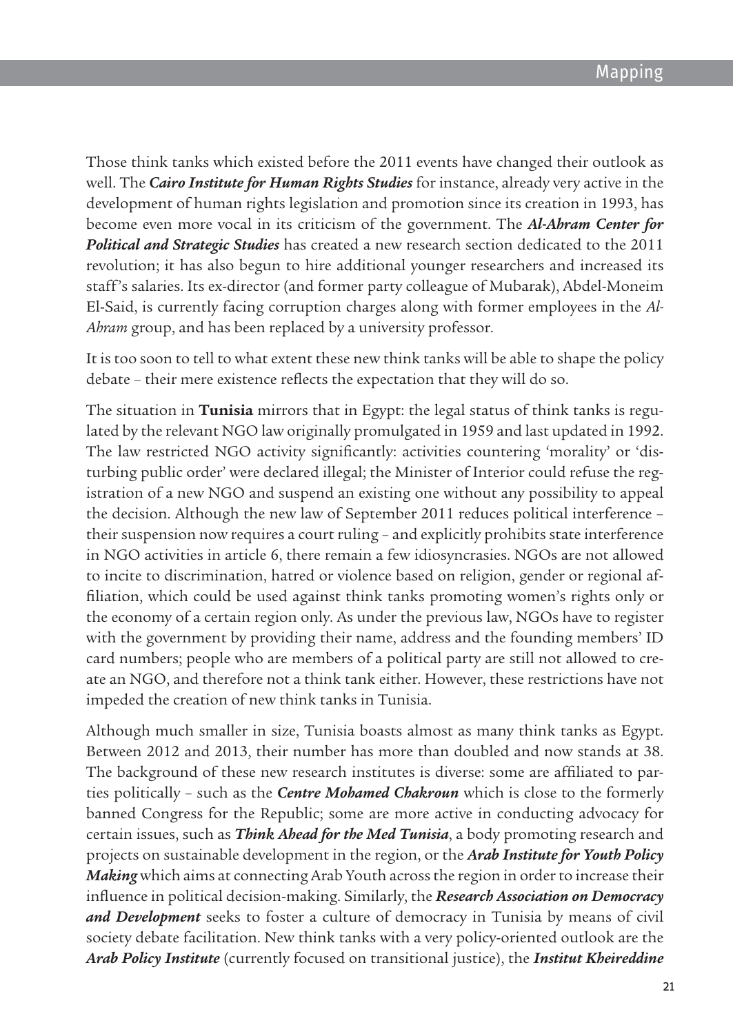Those think tanks which existed before the 2011 events have changed their outlook as well. The ***Cairo Institute for Human Rights Studies*** for instance, already very active in the development of human rights legislation and promotion since its creation in 1993, has become even more vocal in its criticism of the government. The ***Al-Ahram Center for Political and Strategic Studies*** has created a new research section dedicated to the 2011 revolution; it has also begun to hire additional younger researchers and increased its staff's salaries. Its ex-director (and former party colleague of Mubarak), Abdel-Moneim El-Said, is currently facing corruption charges along with former employees in the *Al-Ahram* group, and has been replaced by a university professor.

It is too soon to tell to what extent these new think tanks will be able to shape the policy debate – their mere existence reflects the expectation that they will do so.

The situation in **Tunisia** mirrors that in Egypt: the legal status of think tanks is regulated by the relevant NGO law originally promulgated in 1959 and last updated in 1992. The law restricted NGO activity significantly: activities countering 'morality' or 'disturbing public order' were declared illegal; the Minister of Interior could refuse the registration of a new NGO and suspend an existing one without any possibility to appeal the decision. Although the new law of September 2011 reduces political interference – their suspension now requires a court ruling – and explicitly prohibits state interference in NGO activities in article 6, there remain a few idiosyncrasies. NGOs are not allowed to incite to discrimination, hatred or violence based on religion, gender or regional affiliation, which could be used against think tanks promoting women's rights only or the economy of a certain region only. As under the previous law, NGOs have to register with the government by providing their name, address and the founding members' ID card numbers; people who are members of a political party are still not allowed to create an NGO, and therefore not a think tank either. However, these restrictions have not impeded the creation of new think tanks in Tunisia.

Although much smaller in size, Tunisia boasts almost as many think tanks as Egypt. Between 2012 and 2013, their number has more than doubled and now stands at 38. The background of these new research institutes is diverse: some are affiliated to parties politically – such as the ***Centre Mohamed Chakroun*** which is close to the formerly banned Congress for the Republic; some are more active in conducting advocacy for certain issues, such as ***Think Ahead for the Med Tunisia***, a body promoting research and projects on sustainable development in the region, or the ***Arab Institute for Youth Policy Making*** which aims at connecting Arab Youth across the region in order to increase their influence in political decision-making. Similarly, the ***Research Association on Democracy and Development*** seeks to foster a culture of democracy in Tunisia by means of civil society debate facilitation. New think tanks with a very policy-oriented outlook are the ***Arab Policy Institute*** (currently focused on transitional justice), the ***Institut Kheireddine***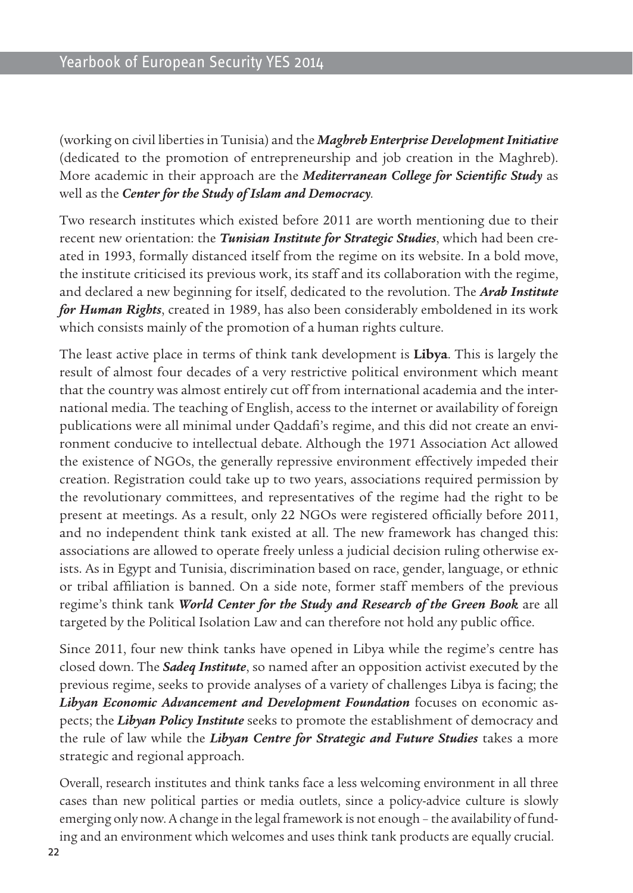(working on civil liberties in Tunisia) and the ***Maghreb Enterprise Development Initiative*** (dedicated to the promotion of entrepreneurship and job creation in the Maghreb). More academic in their approach are the ***Mediterranean College for Scientific Study*** as well as the ***Center for the Study of Islam and Democracy***.

Two research institutes which existed before 2011 are worth mentioning due to their recent new orientation: the ***Tunisian Institute for Strategic Studies***, which had been created in 1993, formally distanced itself from the regime on its website. In a bold move, the institute criticised its previous work, its staff and its collaboration with the regime, and declared a new beginning for itself, dedicated to the revolution. The ***Arab Institute for Human Rights***, created in 1989, has also been considerably emboldened in its work which consists mainly of the promotion of a human rights culture.

The least active place in terms of think tank development is **Libya**. This is largely the result of almost four decades of a very restrictive political environment which meant that the country was almost entirely cut off from international academia and the international media. The teaching of English, access to the internet or availability of foreign publications were all minimal under Qaddafi's regime, and this did not create an environment conducive to intellectual debate. Although the 1971 Association Act allowed the existence of NGOs, the generally repressive environment effectively impeded their creation. Registration could take up to two years, associations required permission by the revolutionary committees, and representatives of the regime had the right to be present at meetings. As a result, only 22 NGOs were registered officially before 2011, and no independent think tank existed at all. The new framework has changed this: associations are allowed to operate freely unless a judicial decision ruling otherwise exists. As in Egypt and Tunisia, discrimination based on race, gender, language, or ethnic or tribal affiliation is banned. On a side note, former staff members of the previous regime's think tank ***World Center for the Study and Research of the Green Book*** are all targeted by the Political Isolation Law and can therefore not hold any public office.

Since 2011, four new think tanks have opened in Libya while the regime's centre has closed down. The ***Sadeq Institute***, so named after an opposition activist executed by the previous regime, seeks to provide analyses of a variety of challenges Libya is facing; the ***Libyan Economic Advancement and Development Foundation*** focuses on economic aspects; the ***Libyan Policy Institute*** seeks to promote the establishment of democracy and the rule of law while the ***Libyan Centre for Strategic and Future Studies*** takes a more strategic and regional approach.

Overall, research institutes and think tanks face a less welcoming environment in all three cases than new political parties or media outlets, since a policy-advice culture is slowly emerging only now. A change in the legal framework is not enough – the availability of funding and an environment which welcomes and uses think tank products are equally crucial.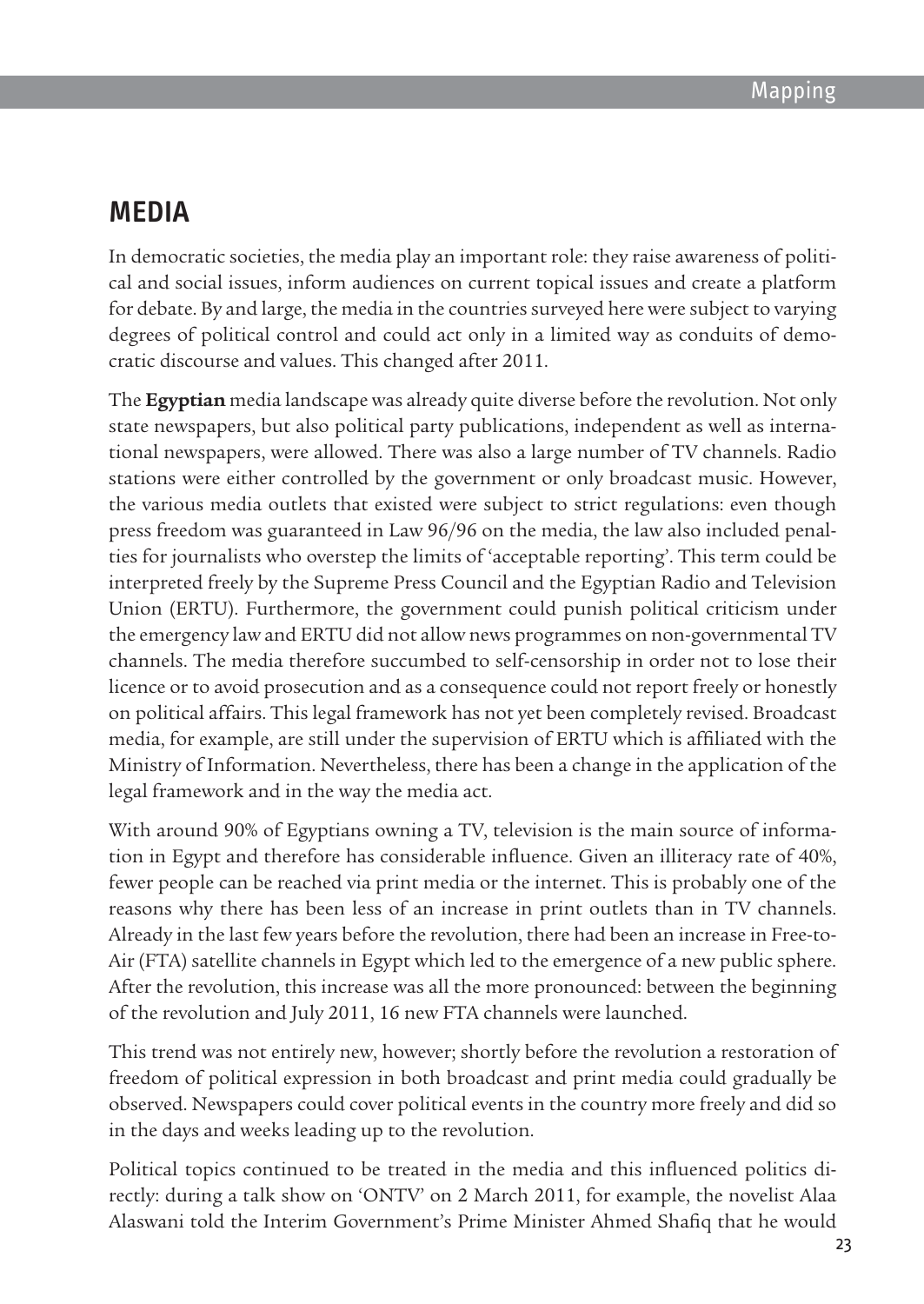## MEDIA

In democratic societies, the media play an important role: they raise awareness of political and social issues, inform audiences on current topical issues and create a platform for debate. By and large, the media in the countries surveyed here were subject to varying degrees of political control and could act only in a limited way as conduits of democratic discourse and values. This changed after 2011.

The **Egyptian** media landscape was already quite diverse before the revolution. Not only state newspapers, but also political party publications, independent as well as international newspapers, were allowed. There was also a large number of TV channels. Radio stations were either controlled by the government or only broadcast music. However, the various media outlets that existed were subject to strict regulations: even though press freedom was guaranteed in Law 96/96 on the media, the law also included penalties for journalists who overstep the limits of 'acceptable reporting'. This term could be interpreted freely by the Supreme Press Council and the Egyptian Radio and Television Union (ERTU). Furthermore, the government could punish political criticism under the emergency law and ERTU did not allow news programmes on non-governmental TV channels. The media therefore succumbed to self-censorship in order not to lose their licence or to avoid prosecution and as a consequence could not report freely or honestly on political affairs. This legal framework has not yet been completely revised. Broadcast media, for example, are still under the supervision of ERTU which is affiliated with the Ministry of Information. Nevertheless, there has been a change in the application of the legal framework and in the way the media act.

With around 90% of Egyptians owning a TV, television is the main source of information in Egypt and therefore has considerable influence. Given an illiteracy rate of 40%, fewer people can be reached via print media or the internet. This is probably one of the reasons why there has been less of an increase in print outlets than in TV channels. Already in the last few years before the revolution, there had been an increase in Free-to-Air (FTA) satellite channels in Egypt which led to the emergence of a new public sphere. After the revolution, this increase was all the more pronounced: between the beginning of the revolution and July 2011, 16 new FTA channels were launched.

This trend was not entirely new, however; shortly before the revolution a restoration of freedom of political expression in both broadcast and print media could gradually be observed. Newspapers could cover political events in the country more freely and did so in the days and weeks leading up to the revolution.

Political topics continued to be treated in the media and this influenced politics directly: during a talk show on 'ONTV' on 2 March 2011, for example, the novelist Alaa Alaswani told the Interim Government's Prime Minister Ahmed Shafiq that he would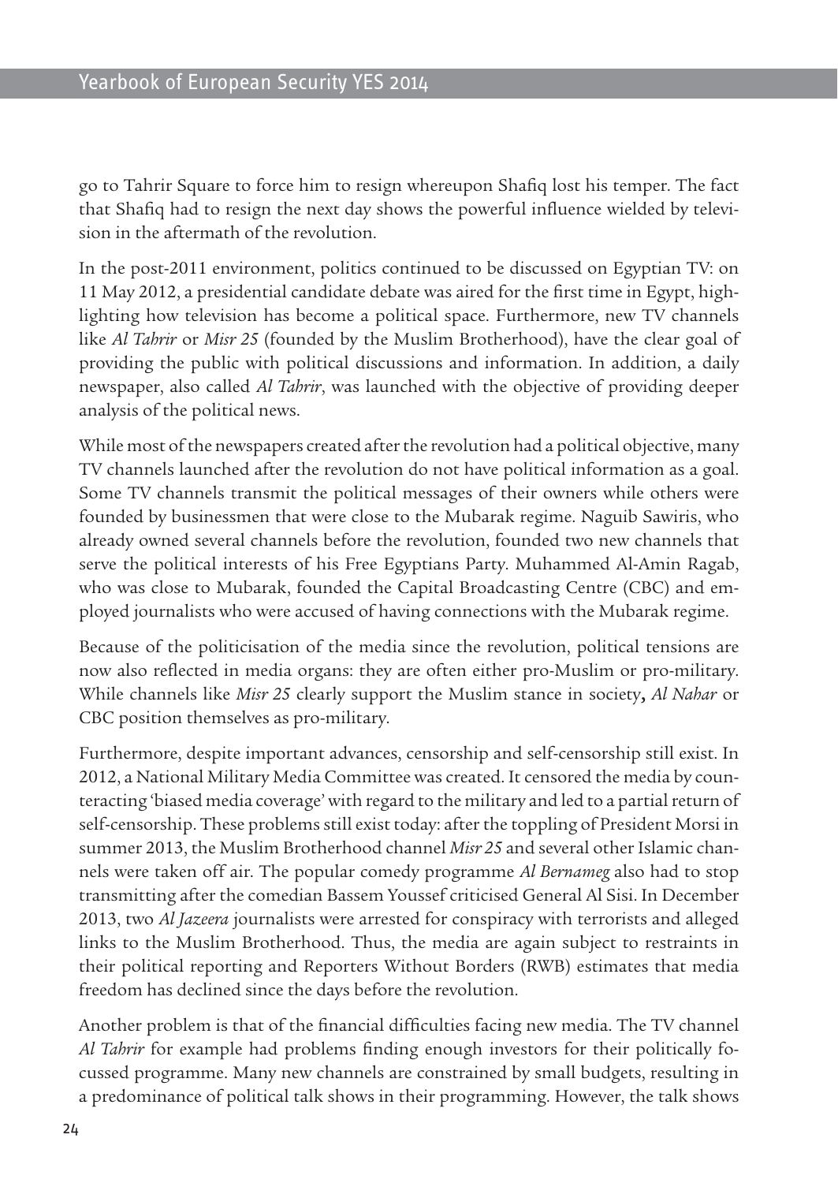go to Tahrir Square to force him to resign whereupon Shafiq lost his temper. The fact that Shafiq had to resign the next day shows the powerful influence wielded by television in the aftermath of the revolution.

In the post-2011 environment, politics continued to be discussed on Egyptian TV: on 11 May 2012, a presidential candidate debate was aired for the first time in Egypt, highlighting how television has become a political space. Furthermore, new TV channels like *Al Tahrir* or *Misr 25* (founded by the Muslim Brotherhood), have the clear goal of providing the public with political discussions and information. In addition, a daily newspaper, also called *Al Tahrir*, was launched with the objective of providing deeper analysis of the political news.

While most of the newspapers created after the revolution had a political objective, many TV channels launched after the revolution do not have political information as a goal. Some TV channels transmit the political messages of their owners while others were founded by businessmen that were close to the Mubarak regime. Naguib Sawiris, who already owned several channels before the revolution, founded two new channels that serve the political interests of his Free Egyptians Party. Muhammed Al-Amin Ragab, who was close to Mubarak, founded the Capital Broadcasting Centre (CBC) and employed journalists who were accused of having connections with the Mubarak regime.

Because of the politicisation of the media since the revolution, political tensions are now also reflected in media organs: they are often either pro-Muslim or pro-military. While channels like *Misr 25* clearly support the Muslim stance in society, *Al Nahar* or CBC position themselves as pro-military.

Furthermore, despite important advances, censorship and self-censorship still exist. In 2012, a National Military Media Committee was created. It censored the media by counteracting 'biased media coverage' with regard to the military and led to a partial return of self-censorship. These problems still exist today: after the toppling of President Morsi in summer 2013, the Muslim Brotherhood channel *Misr 25* and several other Islamic channels were taken off air. The popular comedy programme *Al Bernameg* also had to stop transmitting after the comedian Bassem Youssef criticised General Al Sisi. In December 2013, two *Al Jazeera* journalists were arrested for conspiracy with terrorists and alleged links to the Muslim Brotherhood. Thus, the media are again subject to restraints in their political reporting and Reporters Without Borders (RWB) estimates that media freedom has declined since the days before the revolution.

Another problem is that of the financial difficulties facing new media. The TV channel *Al Tahrir* for example had problems finding enough investors for their politically focussed programme. Many new channels are constrained by small budgets, resulting in a predominance of political talk shows in their programming. However, the talk shows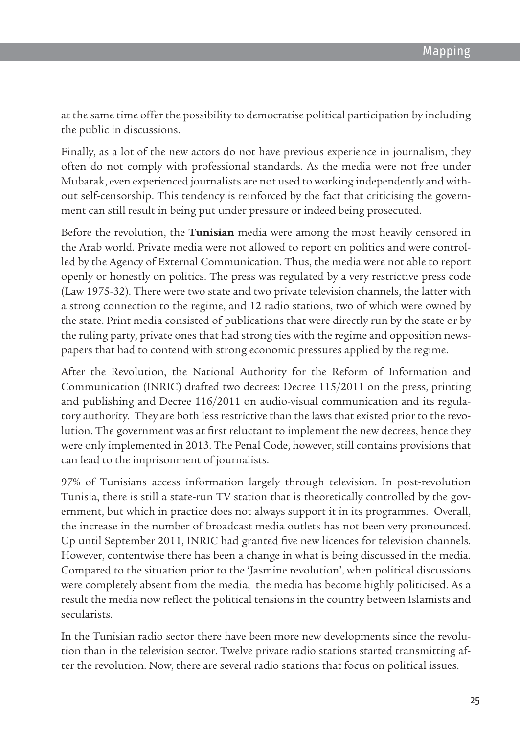at the same time offer the possibility to democratise political participation by including the public in discussions.

Finally, as a lot of the new actors do not have previous experience in journalism, they often do not comply with professional standards. As the media were not free under Mubarak, even experienced journalists are not used to working independently and without self-censorship. This tendency is reinforced by the fact that criticising the government can still result in being put under pressure or indeed being prosecuted.

Before the revolution, the **Tunisian** media were among the most heavily censored in the Arab world. Private media were not allowed to report on politics and were controlled by the Agency of External Communication. Thus, the media were not able to report openly or honestly on politics. The press was regulated by a very restrictive press code (Law 1975-32). There were two state and two private television channels, the latter with a strong connection to the regime, and 12 radio stations, two of which were owned by the state. Print media consisted of publications that were directly run by the state or by the ruling party, private ones that had strong ties with the regime and opposition newspapers that had to contend with strong economic pressures applied by the regime.

After the Revolution, the National Authority for the Reform of Information and Communication (INRIC) drafted two decrees: Decree 115/2011 on the press, printing and publishing and Decree 116/2011 on audio-visual communication and its regulatory authority. They are both less restrictive than the laws that existed prior to the revolution. The government was at first reluctant to implement the new decrees, hence they were only implemented in 2013. The Penal Code, however, still contains provisions that can lead to the imprisonment of journalists.

97% of Tunisians access information largely through television. In post-revolution Tunisia, there is still a state-run TV station that is theoretically controlled by the government, but which in practice does not always support it in its programmes. Overall, the increase in the number of broadcast media outlets has not been very pronounced. Up until September 2011, INRIC had granted five new licences for television channels. However, contentwise there has been a change in what is being discussed in the media. Compared to the situation prior to the 'Jasmine revolution', when political discussions were completely absent from the media, the media has become highly politicised. As a result the media now reflect the political tensions in the country between Islamists and secularists.

In the Tunisian radio sector there have been more new developments since the revolution than in the television sector. Twelve private radio stations started transmitting after the revolution. Now, there are several radio stations that focus on political issues.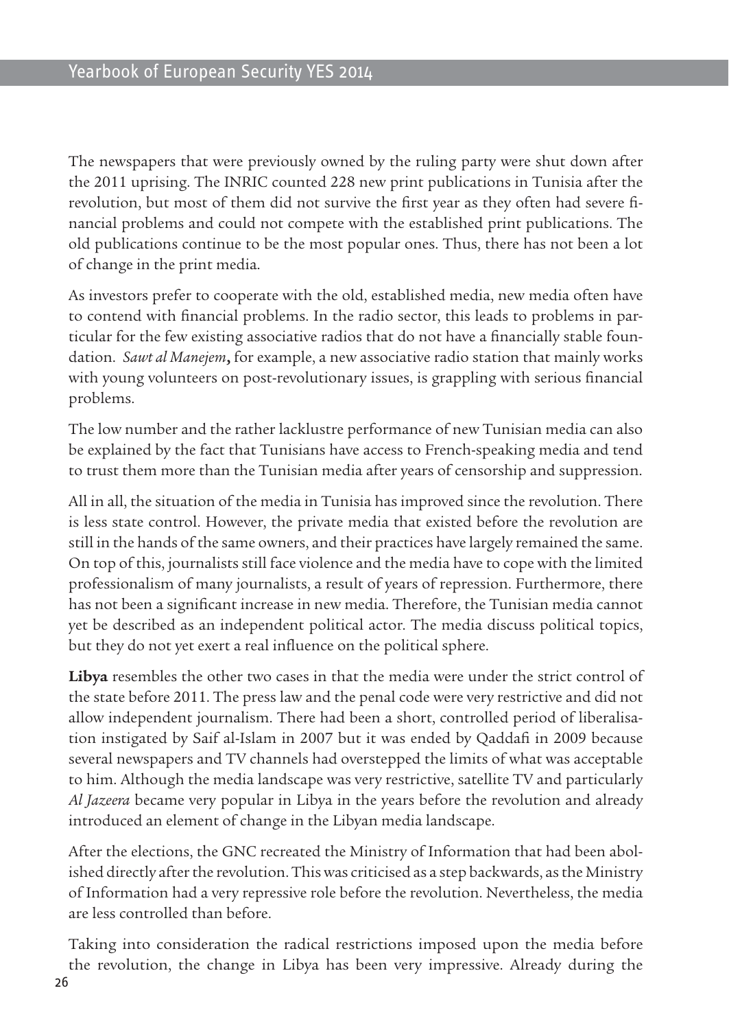The newspapers that were previously owned by the ruling party were shut down after the 2011 uprising. The INRIC counted 228 new print publications in Tunisia after the revolution, but most of them did not survive the first year as they often had severe financial problems and could not compete with the established print publications. The old publications continue to be the most popular ones. Thus, there has not been a lot of change in the print media.

As investors prefer to cooperate with the old, established media, new media often have to contend with financial problems. In the radio sector, this leads to problems in particular for the few existing associative radios that do not have a financially stable foundation. *Sawt al Manejem***,** for example, a new associative radio station that mainly works with young volunteers on post-revolutionary issues, is grappling with serious financial problems.

The low number and the rather lacklustre performance of new Tunisian media can also be explained by the fact that Tunisians have access to French-speaking media and tend to trust them more than the Tunisian media after years of censorship and suppression.

All in all, the situation of the media in Tunisia has improved since the revolution. There is less state control. However, the private media that existed before the revolution are still in the hands of the same owners, and their practices have largely remained the same. On top of this, journalists still face violence and the media have to cope with the limited professionalism of many journalists, a result of years of repression. Furthermore, there has not been a significant increase in new media. Therefore, the Tunisian media cannot yet be described as an independent political actor. The media discuss political topics, but they do not yet exert a real influence on the political sphere.

**Libya** resembles the other two cases in that the media were under the strict control of the state before 2011. The press law and the penal code were very restrictive and did not allow independent journalism. There had been a short, controlled period of liberalisation instigated by Saif al-Islam in 2007 but it was ended by Qaddafi in 2009 because several newspapers and TV channels had overstepped the limits of what was acceptable to him. Although the media landscape was very restrictive, satellite TV and particularly *Al Jazeera* became very popular in Libya in the years before the revolution and already introduced an element of change in the Libyan media landscape.

After the elections, the GNC recreated the Ministry of Information that had been abolished directly after the revolution. This was criticised as a step backwards, as the Ministry of Information had a very repressive role before the revolution. Nevertheless, the media are less controlled than before.

Taking into consideration the radical restrictions imposed upon the media before the revolution, the change in Libya has been very impressive. Already during the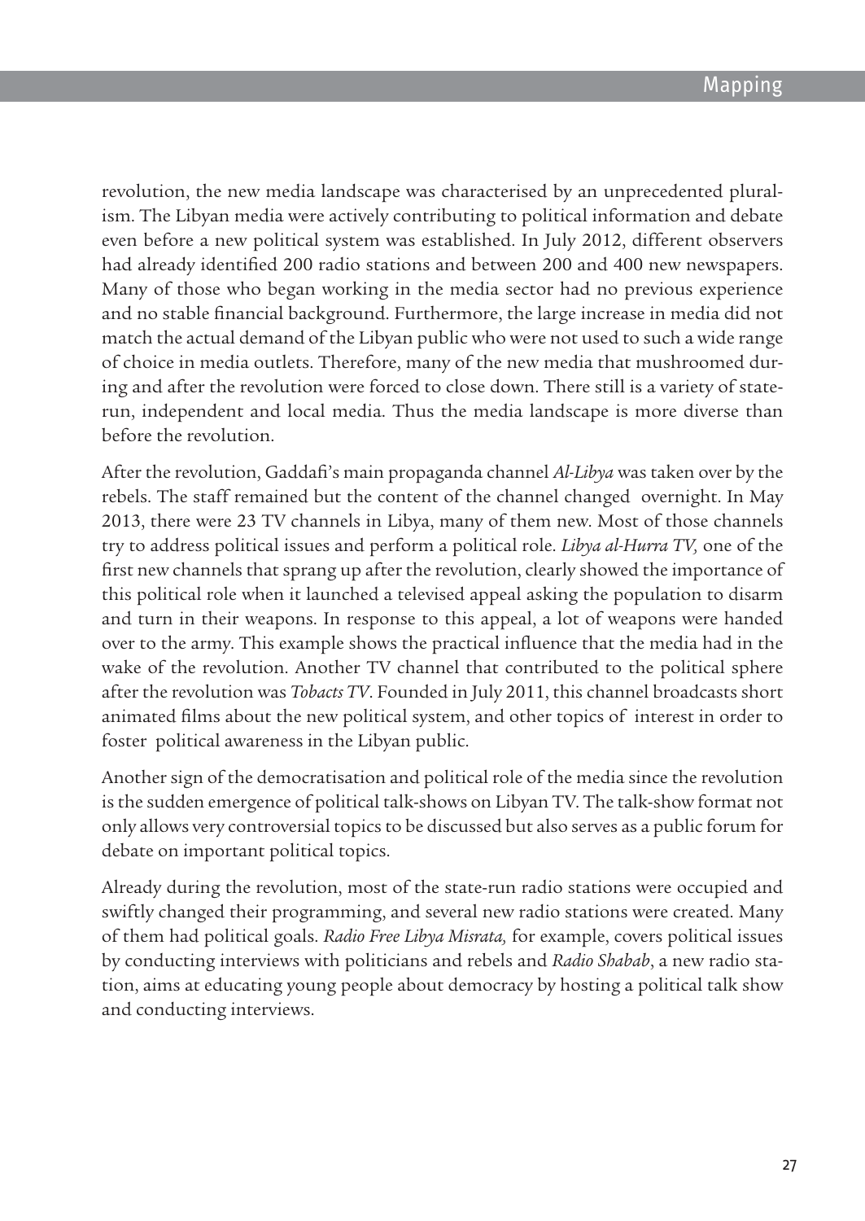revolution, the new media landscape was characterised by an unprecedented pluralism. The Libyan media were actively contributing to political information and debate even before a new political system was established. In July 2012, different observers had already identified 200 radio stations and between 200 and 400 new newspapers. Many of those who began working in the media sector had no previous experience and no stable financial background. Furthermore, the large increase in media did not match the actual demand of the Libyan public who were not used to such a wide range of choice in media outlets. Therefore, many of the new media that mushroomed during and after the revolution were forced to close down. There still is a variety of state-run, independent and local media. Thus the media landscape is more diverse than before the revolution.

After the revolution, Gaddafi's main propaganda channel *Al-Libya* was taken over by the rebels. The staff remained but the content of the channel changed overnight. In May 2013, there were 23 TV channels in Libya, many of them new. Most of those channels try to address political issues and perform a political role. *Libya al-Hurra TV,* one of the first new channels that sprang up after the revolution, clearly showed the importance of this political role when it launched a televised appeal asking the population to disarm and turn in their weapons. In response to this appeal, a lot of weapons were handed over to the army. This example shows the practical influence that the media had in the wake of the revolution. Another TV channel that contributed to the political sphere after the revolution was *Tobacts TV*. Founded in July 2011, this channel broadcasts short animated films about the new political system, and other topics of interest in order to foster political awareness in the Libyan public.

Another sign of the democratisation and political role of the media since the revolution is the sudden emergence of political talk-shows on Libyan TV. The talk-show format not only allows very controversial topics to be discussed but also serves as a public forum for debate on important political topics.

Already during the revolution, most of the state-run radio stations were occupied and swiftly changed their programming, and several new radio stations were created. Many of them had political goals. *Radio Free Libya Misrata,* for example, covers political issues by conducting interviews with politicians and rebels and *Radio Shabab*, a new radio station, aims at educating young people about democracy by hosting a political talk show and conducting interviews.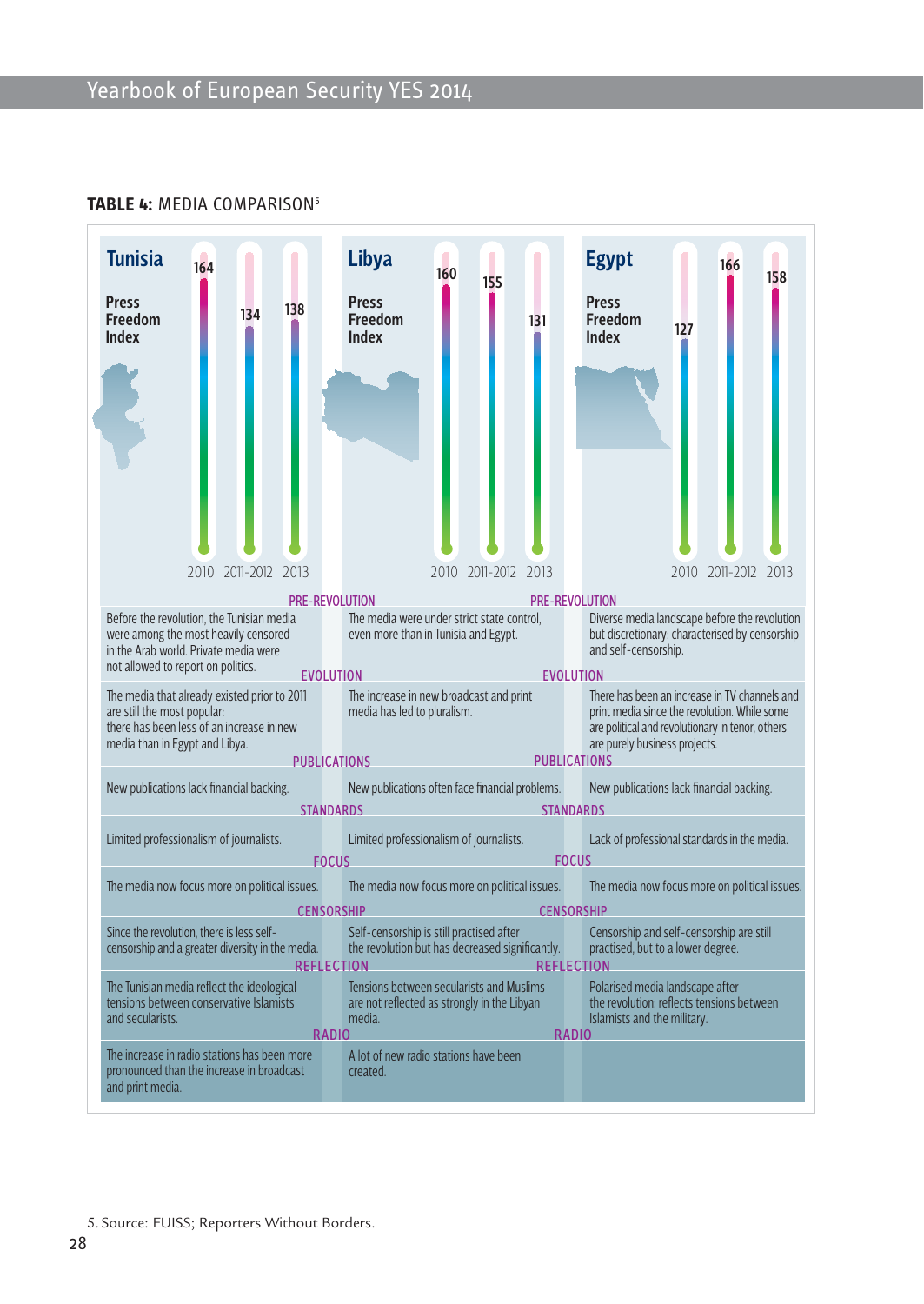**TABLE 4:** MEDIA COMPARISON[5]

| | Tunisia | Libya | Egypt |
|---|---|---|---|
| Press Freedom Index 2010 | 164 | 160 | 127 |
| Press Freedom Index 2011-2012 | 134 | 155 | 166 |
| Press Freedom Index 2013 | 138 | 131 | 158 |
| PRE-REVOLUTION | Before the revolution, the Tunisian media were among the most heavily censored in the Arab world. Private media were not allowed to report on politics. | The media were under strict state control, even more than in Tunisia and Egypt. | Diverse media landscape before the revolution but discretionary: characterised by censorship and self-censorship. |
| EVOLUTION | The media that already existed prior to 2011 are still the most popular: there has been less of an increase in new media than in Egypt and Libya. | The increase in new broadcast and print media has led to pluralism. | There has been an increase in TV channels and print media since the revolution. While some are political and revolutionary in tenor, others are purely business projects. |
| PUBLICATIONS | New publications lack financial backing. | New publications often face financial problems. | New publications lack financial backing. |
| STANDARDS | Limited professionalism of journalists. | Limited professionalism of journalists. | Lack of professional standards in the media. |
| FOCUS | The media now focus more on political issues. | The media now focus more on political issues. | The media now focus more on political issues. |
| CENSORSHIP | Since the revolution, there is less self-censorship and a greater diversity in the media. | Self-censorship is still practised after the revolution but has decreased significantly. | Censorship and self-censorship are still practised, but to a lower degree. |
| REFLECTION | The Tunisian media reflect the ideological tensions between conservative Islamists and secularists. | Tensions between secularists and Muslims are not reflected as strongly in the Libyan media. | Polarised media landscape after the revolution: reflects tensions between Islamists and the military. |
| RADIO | The increase in radio stations has been more pronounced than the increase in broadcast and print media. | A lot of new radio stations have been created. | |

5. Source: EUISS; Reporters Without Borders.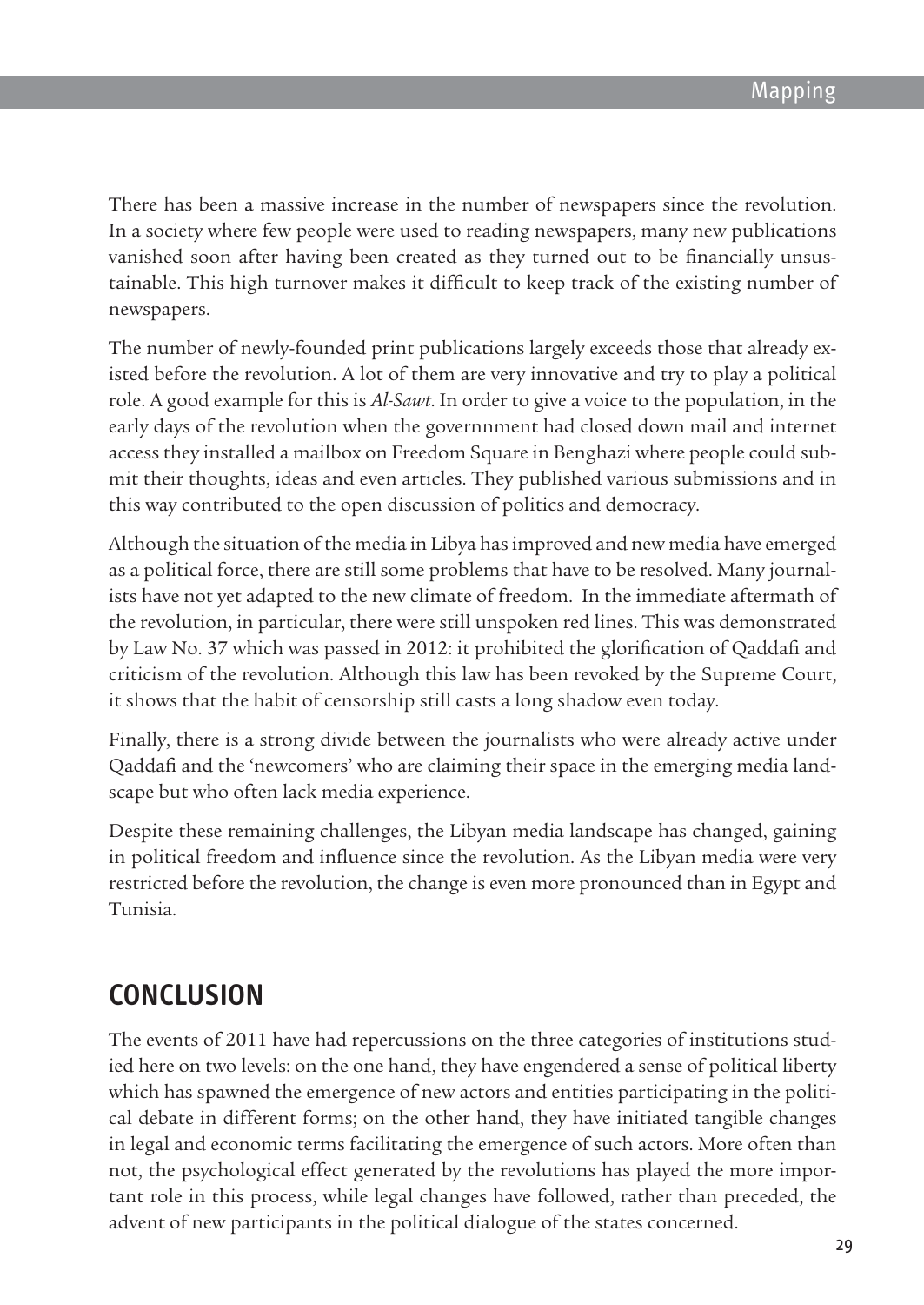There has been a massive increase in the number of newspapers since the revolution. In a society where few people were used to reading newspapers, many new publications vanished soon after having been created as they turned out to be financially unsustainable. This high turnover makes it difficult to keep track of the existing number of newspapers.

The number of newly-founded print publications largely exceeds those that already existed before the revolution. A lot of them are very innovative and try to play a political role. A good example for this is *Al-Sawt*. In order to give a voice to the population, in the early days of the revolution when the governnment had closed down mail and internet access they installed a mailbox on Freedom Square in Benghazi where people could submit their thoughts, ideas and even articles. They published various submissions and in this way contributed to the open discussion of politics and democracy.

Although the situation of the media in Libya has improved and new media have emerged as a political force, there are still some problems that have to be resolved. Many journalists have not yet adapted to the new climate of freedom. In the immediate aftermath of the revolution, in particular, there were still unspoken red lines. This was demonstrated by Law No. 37 which was passed in 2012: it prohibited the glorification of Qaddafi and criticism of the revolution. Although this law has been revoked by the Supreme Court, it shows that the habit of censorship still casts a long shadow even today.

Finally, there is a strong divide between the journalists who were already active under Qaddafi and the 'newcomers' who are claiming their space in the emerging media landscape but who often lack media experience.

Despite these remaining challenges, the Libyan media landscape has changed, gaining in political freedom and influence since the revolution. As the Libyan media were very restricted before the revolution, the change is even more pronounced than in Egypt and Tunisia.

## CONCLUSION

The events of 2011 have had repercussions on the three categories of institutions studied here on two levels: on the one hand, they have engendered a sense of political liberty which has spawned the emergence of new actors and entities participating in the political debate in different forms; on the other hand, they have initiated tangible changes in legal and economic terms facilitating the emergence of such actors. More often than not, the psychological effect generated by the revolutions has played the more important role in this process, while legal changes have followed, rather than preceded, the advent of new participants in the political dialogue of the states concerned.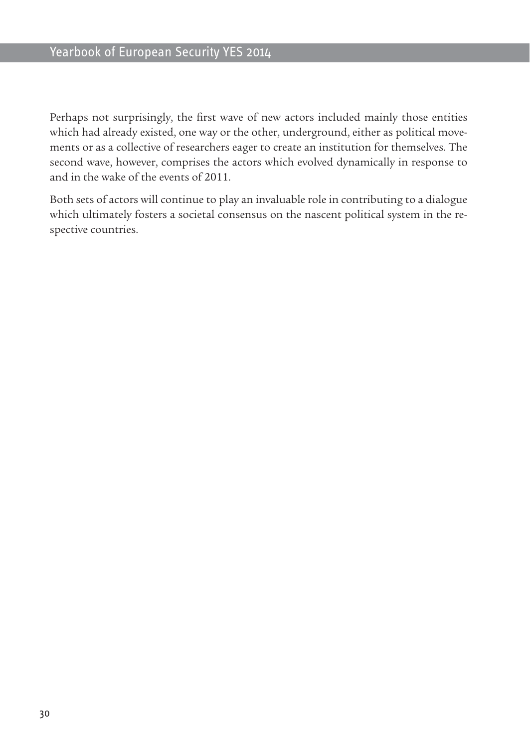Perhaps not surprisingly, the first wave of new actors included mainly those entities which had already existed, one way or the other, underground, either as political movements or as a collective of researchers eager to create an institution for themselves. The second wave, however, comprises the actors which evolved dynamically in response to and in the wake of the events of 2011.

Both sets of actors will continue to play an invaluable role in contributing to a dialogue which ultimately fosters a societal consensus on the nascent political system in the respective countries.